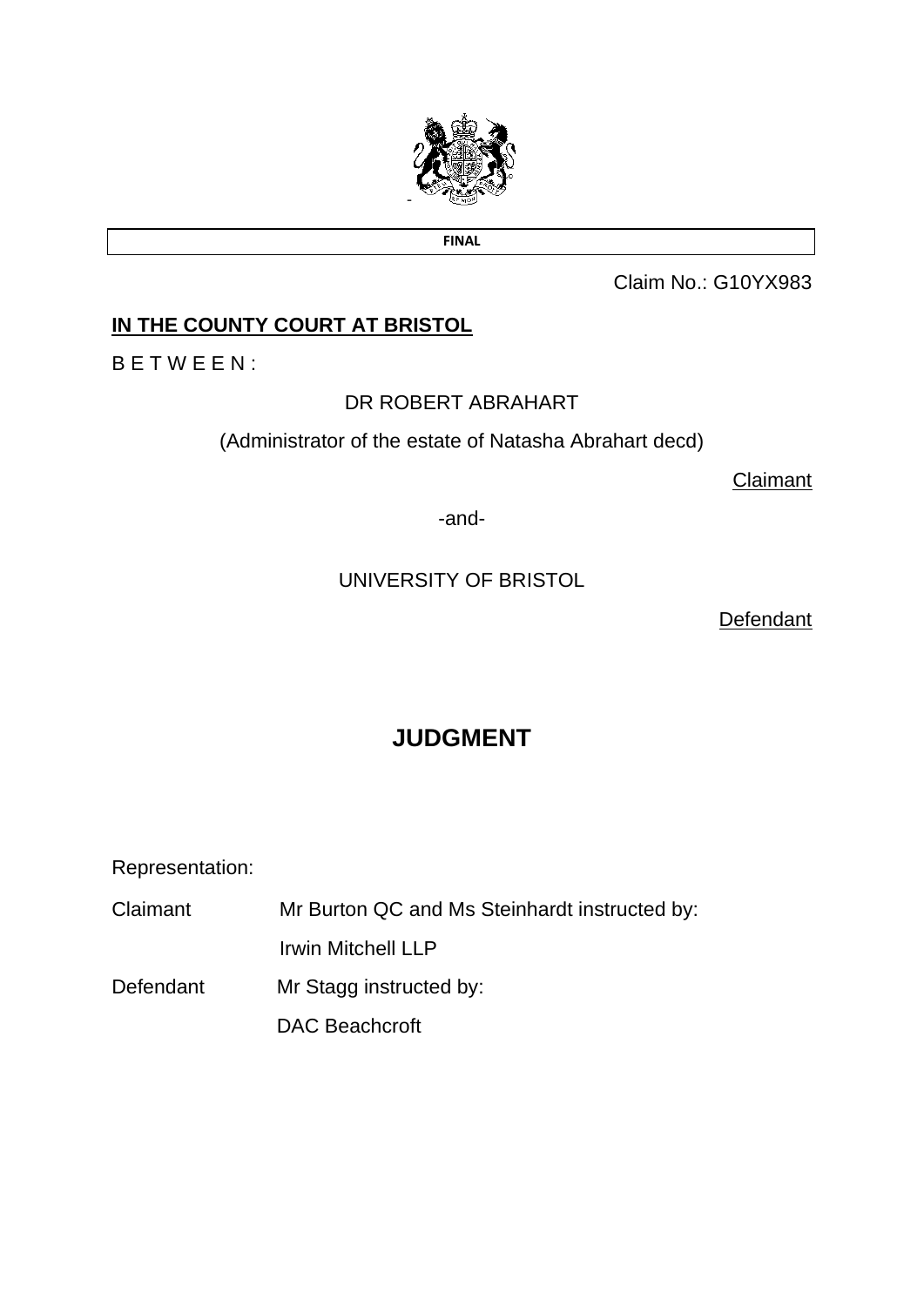**FINAL**

Claim No.: G10YX983

**IN THE COUNTY COURT AT BRISTOL**

B E T W E E N :

DR ROBERT ABRAHART

(Administrator of the estate of Natasha Abrahart decd)

Claimant

-and-

UNIVERSITY OF BRISTOL

Defendant

# JUDGMENT

Representation:

| | |
|---|---|
| Claimant | Mr Burton QC and Ms Steinhardt instructed by: |
| | Irwin Mitchell LLP |
| Defendant | Mr Stagg instructed by: |
| | DAC Beachcroft |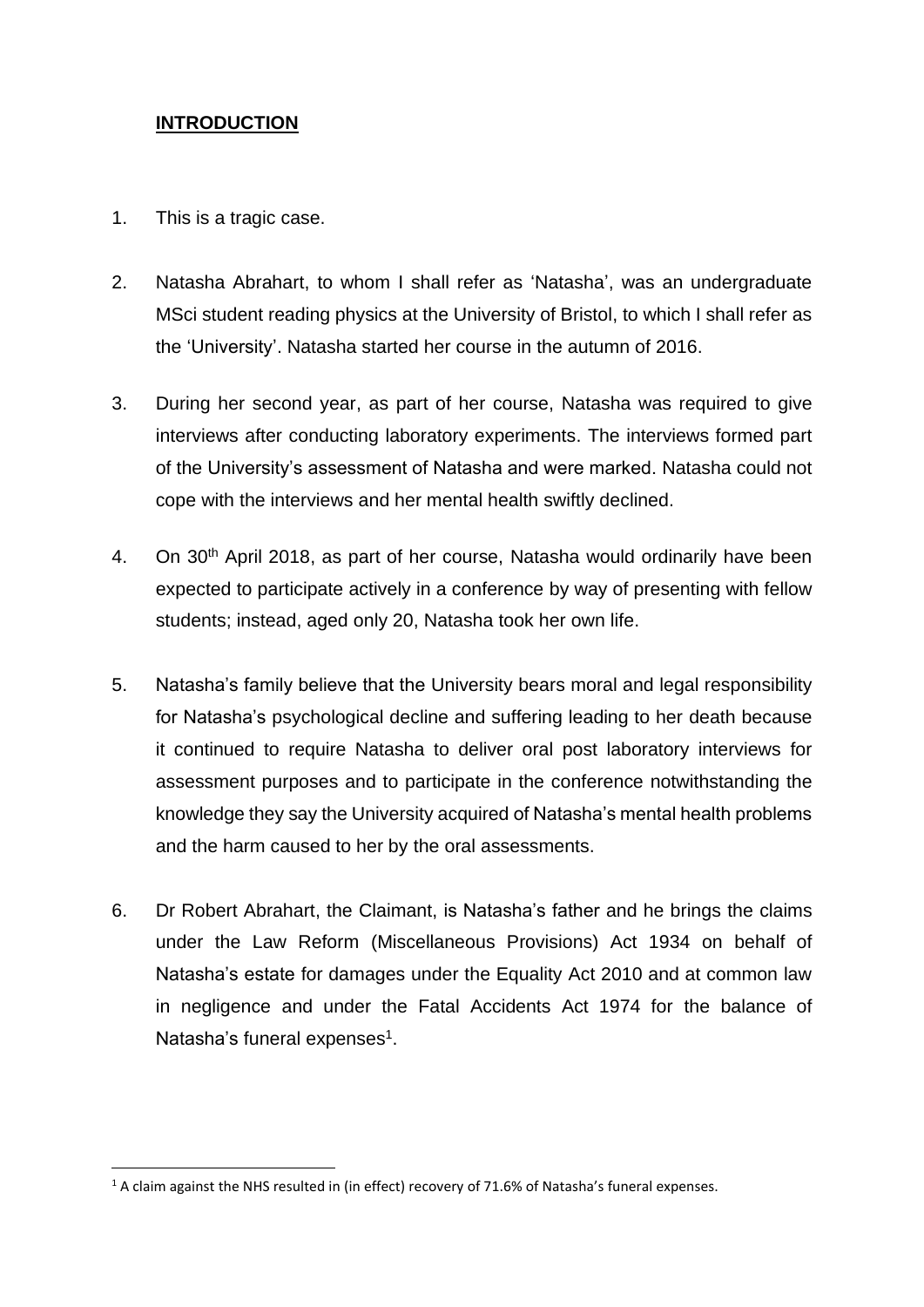## **INTRODUCTION**

1. This is a tragic case.

2. Natasha Abrahart, to whom I shall refer as 'Natasha', was an undergraduate MSci student reading physics at the University of Bristol, to which I shall refer as the 'University'. Natasha started her course in the autumn of 2016.

3. During her second year, as part of her course, Natasha was required to give interviews after conducting laboratory experiments. The interviews formed part of the University's assessment of Natasha and were marked. Natasha could not cope with the interviews and her mental health swiftly declined.

4. On 30th April 2018, as part of her course, Natasha would ordinarily have been expected to participate actively in a conference by way of presenting with fellow students; instead, aged only 20, Natasha took her own life.

5. Natasha's family believe that the University bears moral and legal responsibility for Natasha's psychological decline and suffering leading to her death because it continued to require Natasha to deliver oral post laboratory interviews for assessment purposes and to participate in the conference notwithstanding the knowledge they say the University acquired of Natasha's mental health problems and the harm caused to her by the oral assessments.

6. Dr Robert Abrahart, the Claimant, is Natasha's father and he brings the claims under the Law Reform (Miscellaneous Provisions) Act 1934 on behalf of Natasha's estate for damages under the Equality Act 2010 and at common law in negligence and under the Fatal Accidents Act 1974 for the balance of Natasha's funeral expenses[1].

[1] A claim against the NHS resulted in (in effect) recovery of 71.6% of Natasha's funeral expenses.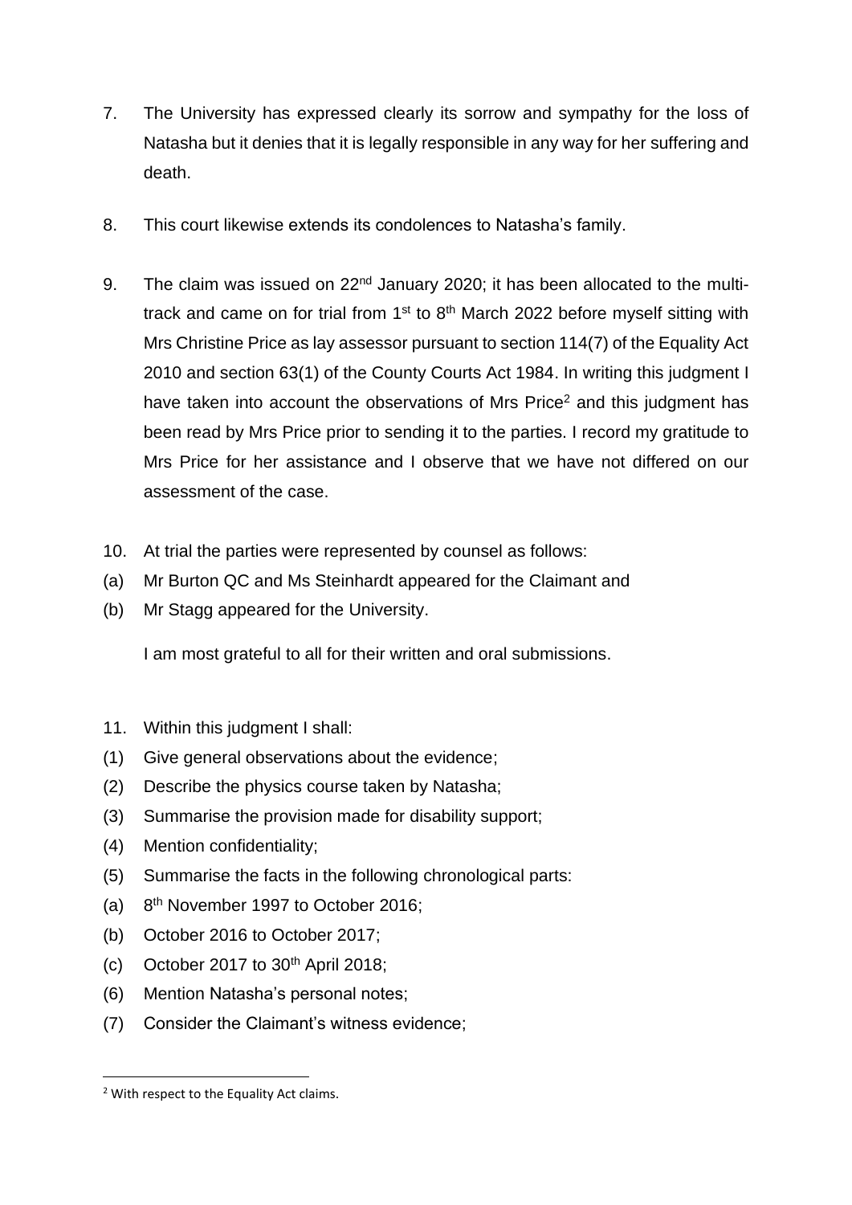7. The University has expressed clearly its sorrow and sympathy for the loss of Natasha but it denies that it is legally responsible in any way for her suffering and death.

8. This court likewise extends its condolences to Natasha's family.

9. The claim was issued on 22nd January 2020; it has been allocated to the multi-track and came on for trial from 1st to 8th March 2022 before myself sitting with Mrs Christine Price as lay assessor pursuant to section 114(7) of the Equality Act 2010 and section 63(1) of the County Courts Act 1984. In writing this judgment I have taken into account the observations of Mrs Price[2] and this judgment has been read by Mrs Price prior to sending it to the parties. I record my gratitude to Mrs Price for her assistance and I observe that we have not differed on our assessment of the case.

10. At trial the parties were represented by counsel as follows:

(a) Mr Burton QC and Ms Steinhardt appeared for the Claimant and

(b) Mr Stagg appeared for the University.

I am most grateful to all for their written and oral submissions.

11. Within this judgment I shall:

(1) Give general observations about the evidence;

(2) Describe the physics course taken by Natasha;

(3) Summarise the provision made for disability support;

(4) Mention confidentiality;

(5) Summarise the facts in the following chronological parts:

(a) 8th November 1997 to October 2016;

(b) October 2016 to October 2017;

(c) October 2017 to 30th April 2018;

(6) Mention Natasha's personal notes;

(7) Consider the Claimant's witness evidence;

---

[2] With respect to the Equality Act claims.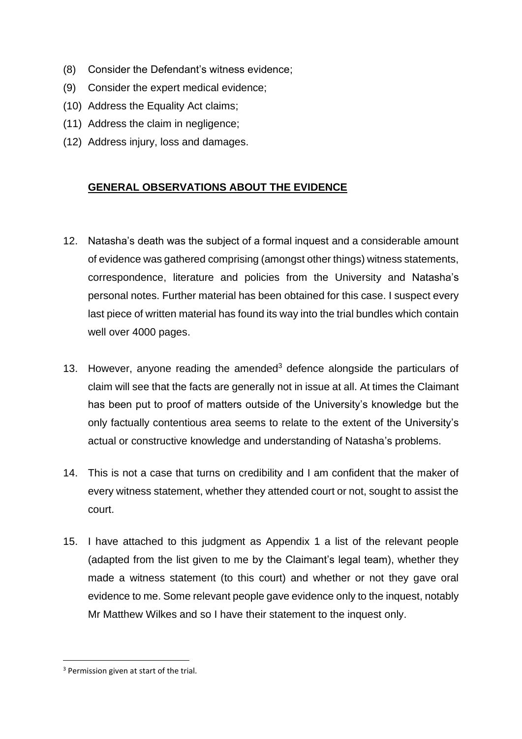(8) Consider the Defendant's witness evidence;

(9) Consider the expert medical evidence;

(10) Address the Equality Act claims;

(11) Address the claim in negligence;

(12) Address injury, loss and damages.

## **GENERAL OBSERVATIONS ABOUT THE EVIDENCE**

12. Natasha's death was the subject of a formal inquest and a considerable amount of evidence was gathered comprising (amongst other things) witness statements, correspondence, literature and policies from the University and Natasha's personal notes. Further material has been obtained for this case. I suspect every last piece of written material has found its way into the trial bundles which contain well over 4000 pages.

13. However, anyone reading the amended[3] defence alongside the particulars of claim will see that the facts are generally not in issue at all. At times the Claimant has been put to proof of matters outside of the University's knowledge but the only factually contentious area seems to relate to the extent of the University's actual or constructive knowledge and understanding of Natasha's problems.

14. This is not a case that turns on credibility and I am confident that the maker of every witness statement, whether they attended court or not, sought to assist the court.

15. I have attached to this judgment as Appendix 1 a list of the relevant people (adapted from the list given to me by the Claimant's legal team), whether they made a witness statement (to this court) and whether or not they gave oral evidence to me. Some relevant people gave evidence only to the inquest, notably Mr Matthew Wilkes and so I have their statement to the inquest only.

---

[3] Permission given at start of the trial.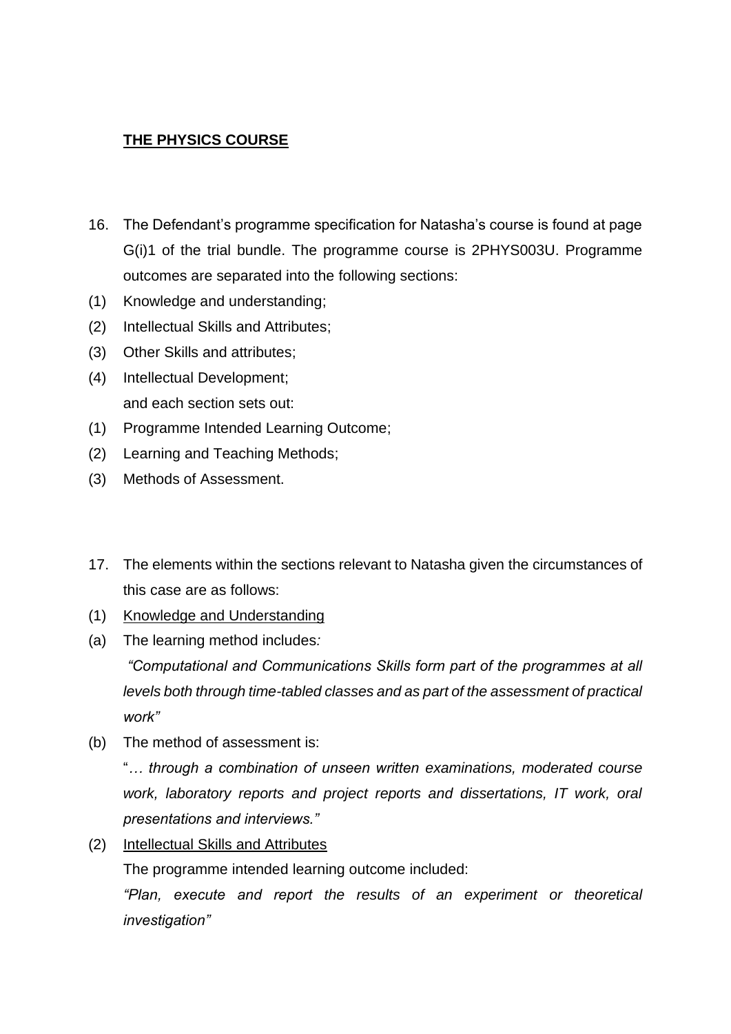**<u>THE PHYSICS COURSE</u>**

16. The Defendant's programme specification for Natasha's course is found at page G(i)1 of the trial bundle. The programme course is 2PHYS003U. Programme outcomes are separated into the following sections:

(1) Knowledge and understanding;

(2) Intellectual Skills and Attributes;

(3) Other Skills and attributes;

(4) Intellectual Development;

and each section sets out:

(1) Programme Intended Learning Outcome;

(2) Learning and Teaching Methods;

(3) Methods of Assessment.

17. The elements within the sections relevant to Natasha given the circumstances of this case are as follows:

(1) <u>Knowledge and Understanding</u>

(a) The learning method includes*:*

*"Computational and Communications Skills form part of the programmes at all levels both through time-tabled classes and as part of the assessment of practical work"*

(b) The method of assessment is:

"*… through a combination of unseen written examinations, moderated course work, laboratory reports and project reports and dissertations, IT work, oral presentations and interviews."*

(2) <u>Intellectual Skills and Attributes</u>

The programme intended learning outcome included:

*"Plan, execute and report the results of an experiment or theoretical investigation"*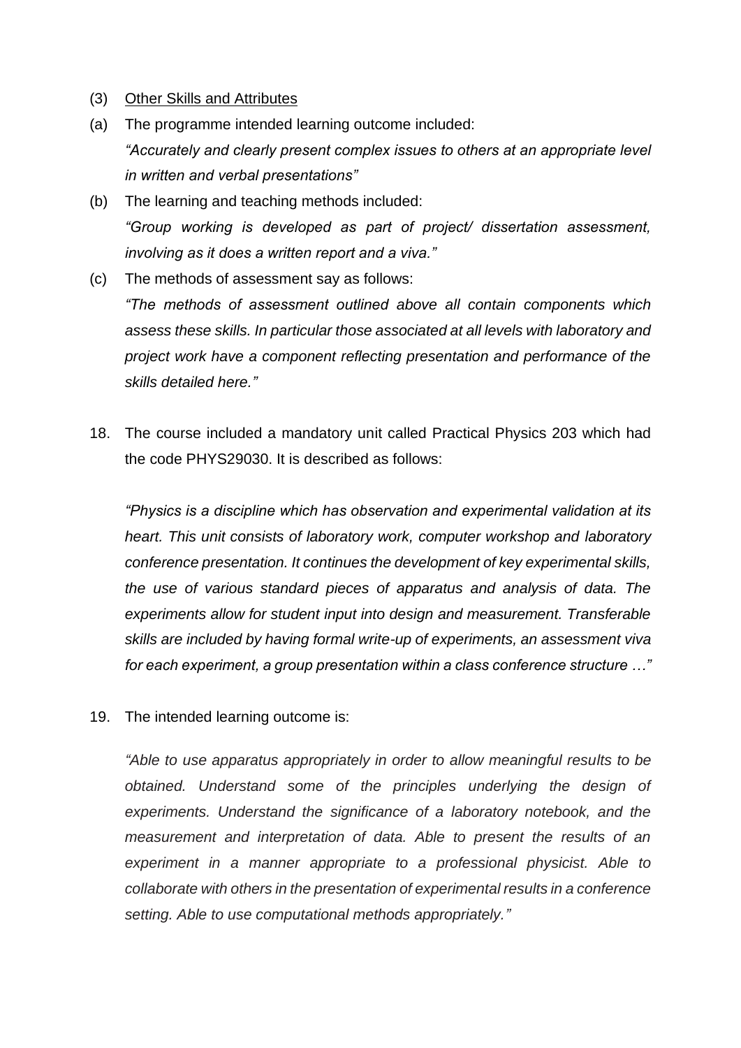(3) Other Skills and Attributes

(a) The programme intended learning outcome included:
*"Accurately and clearly present complex issues to others at an appropriate level in written and verbal presentations"*

(b) The learning and teaching methods included:
*"Group working is developed as part of project/ dissertation assessment, involving as it does a written report and a viva."*

(c) The methods of assessment say as follows:
*"The methods of assessment outlined above all contain components which assess these skills. In particular those associated at all levels with laboratory and project work have a component reflecting presentation and performance of the skills detailed here."*

18. The course included a mandatory unit called Practical Physics 203 which had the code PHYS29030. It is described as follows:

*"Physics is a discipline which has observation and experimental validation at its heart. This unit consists of laboratory work, computer workshop and laboratory conference presentation. It continues the development of key experimental skills, the use of various standard pieces of apparatus and analysis of data. The experiments allow for student input into design and measurement. Transferable skills are included by having formal write-up of experiments, an assessment viva for each experiment, a group presentation within a class conference structure …"*

19. The intended learning outcome is:

*"Able to use apparatus appropriately in order to allow meaningful results to be obtained. Understand some of the principles underlying the design of experiments. Understand the significance of a laboratory notebook, and the measurement and interpretation of data. Able to present the results of an experiment in a manner appropriate to a professional physicist. Able to collaborate with others in the presentation of experimental results in a conference setting. Able to use computational methods appropriately."*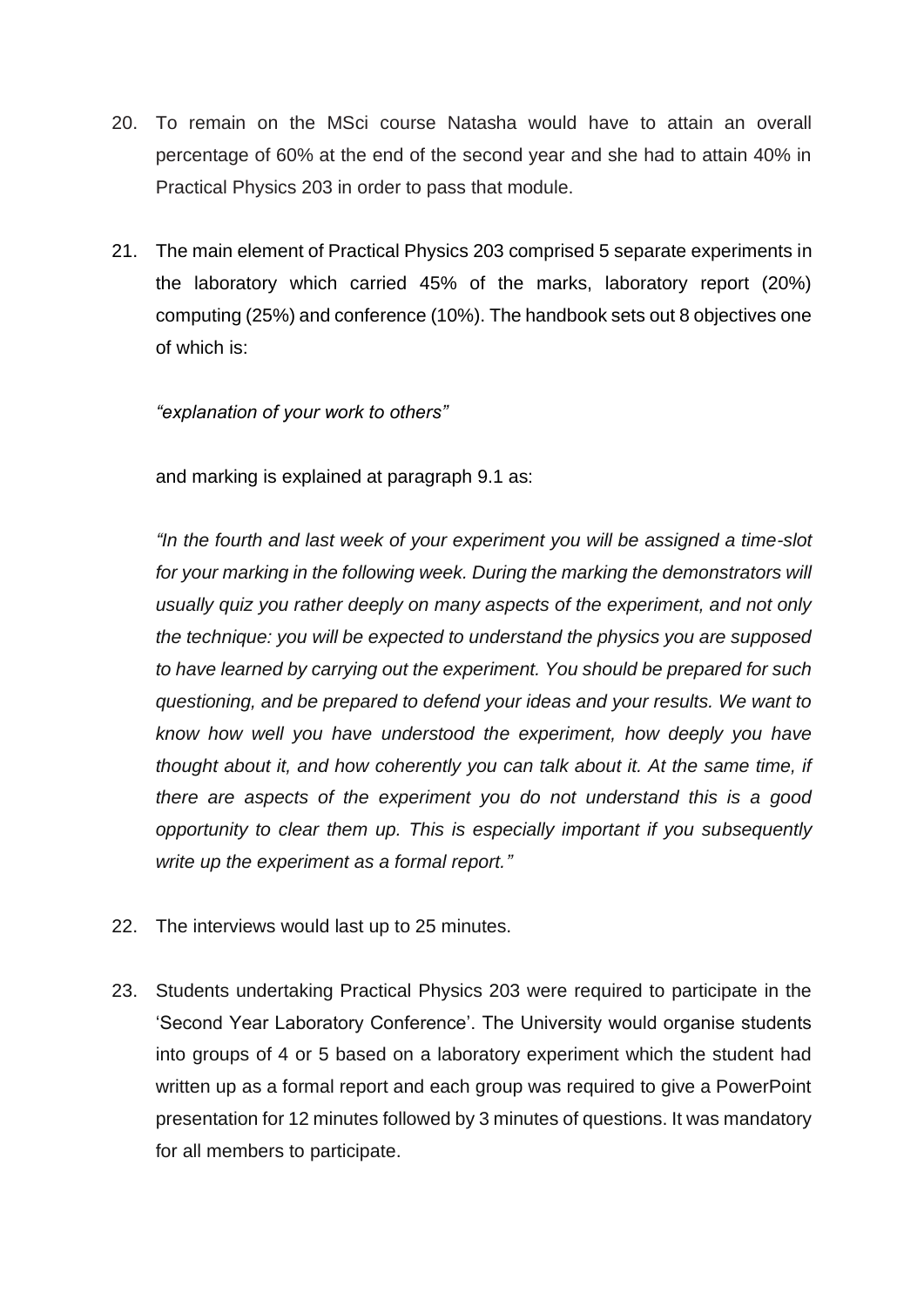20. To remain on the MSci course Natasha would have to attain an overall percentage of 60% at the end of the second year and she had to attain 40% in Practical Physics 203 in order to pass that module.

21. The main element of Practical Physics 203 comprised 5 separate experiments in the laboratory which carried 45% of the marks, laboratory report (20%) computing (25%) and conference (10%). The handbook sets out 8 objectives one of which is:

    *"explanation of your work to others"*

    and marking is explained at paragraph 9.1 as:

    *"In the fourth and last week of your experiment you will be assigned a time-slot for your marking in the following week. During the marking the demonstrators will usually quiz you rather deeply on many aspects of the experiment, and not only the technique: you will be expected to understand the physics you are supposed to have learned by carrying out the experiment. You should be prepared for such questioning, and be prepared to defend your ideas and your results. We want to know how well you have understood the experiment, how deeply you have thought about it, and how coherently you can talk about it. At the same time, if there are aspects of the experiment you do not understand this is a good opportunity to clear them up. This is especially important if you subsequently write up the experiment as a formal report."*

22. The interviews would last up to 25 minutes.

23. Students undertaking Practical Physics 203 were required to participate in the 'Second Year Laboratory Conference'. The University would organise students into groups of 4 or 5 based on a laboratory experiment which the student had written up as a formal report and each group was required to give a PowerPoint presentation for 12 minutes followed by 3 minutes of questions. It was mandatory for all members to participate.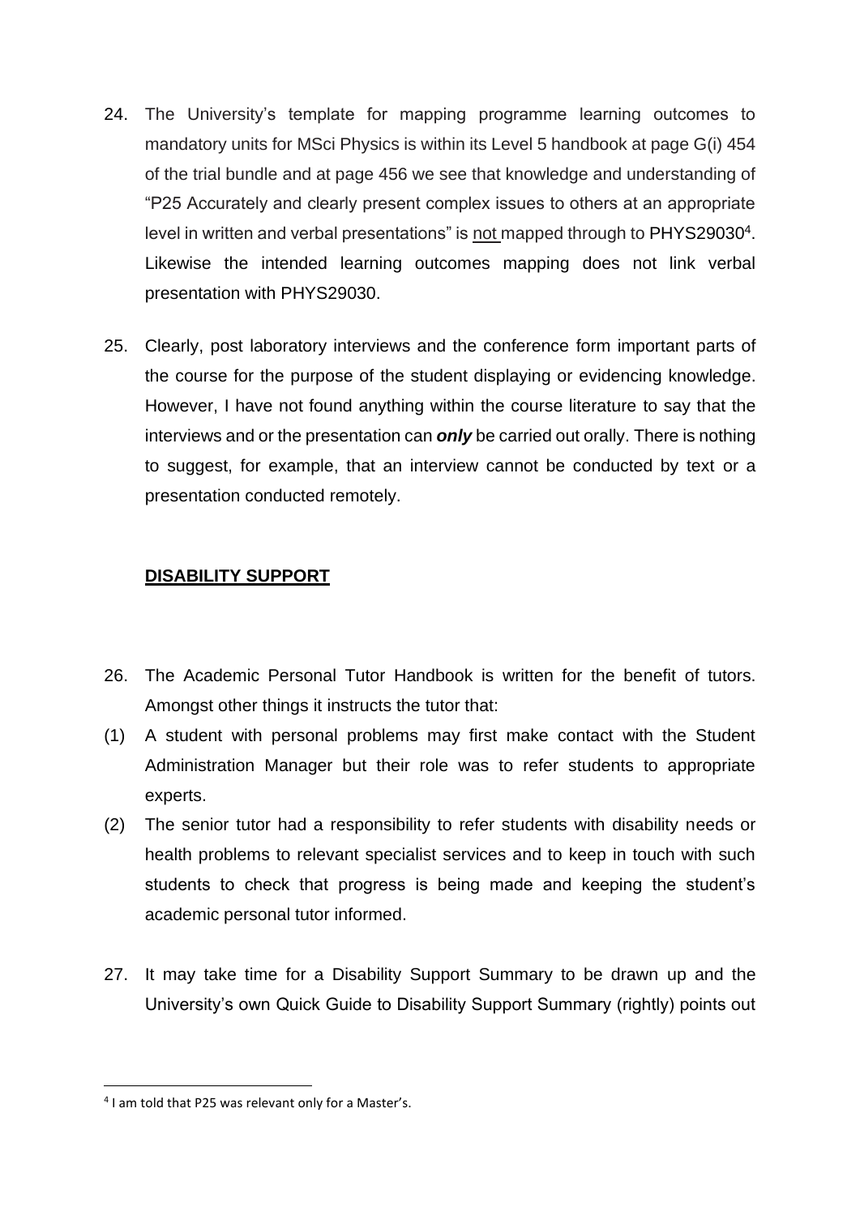24. The University's template for mapping programme learning outcomes to mandatory units for MSci Physics is within its Level 5 handbook at page G(i) 454 of the trial bundle and at page 456 we see that knowledge and understanding of "P25 Accurately and clearly present complex issues to others at an appropriate level in written and verbal presentations" is not mapped through to PHYS29030[4]. Likewise the intended learning outcomes mapping does not link verbal presentation with PHYS29030.

25. Clearly, post laboratory interviews and the conference form important parts of the course for the purpose of the student displaying or evidencing knowledge. However, I have not found anything within the course literature to say that the interviews and or the presentation can ***only*** be carried out orally. There is nothing to suggest, for example, that an interview cannot be conducted by text or a presentation conducted remotely.

## DISABILITY SUPPORT

26. The Academic Personal Tutor Handbook is written for the benefit of tutors. Amongst other things it instructs the tutor that:

(1) A student with personal problems may first make contact with the Student Administration Manager but their role was to refer students to appropriate experts.

(2) The senior tutor had a responsibility to refer students with disability needs or health problems to relevant specialist services and to keep in touch with such students to check that progress is being made and keeping the student's academic personal tutor informed.

27. It may take time for a Disability Support Summary to be drawn up and the University's own Quick Guide to Disability Support Summary (rightly) points out

[4] I am told that P25 was relevant only for a Master's.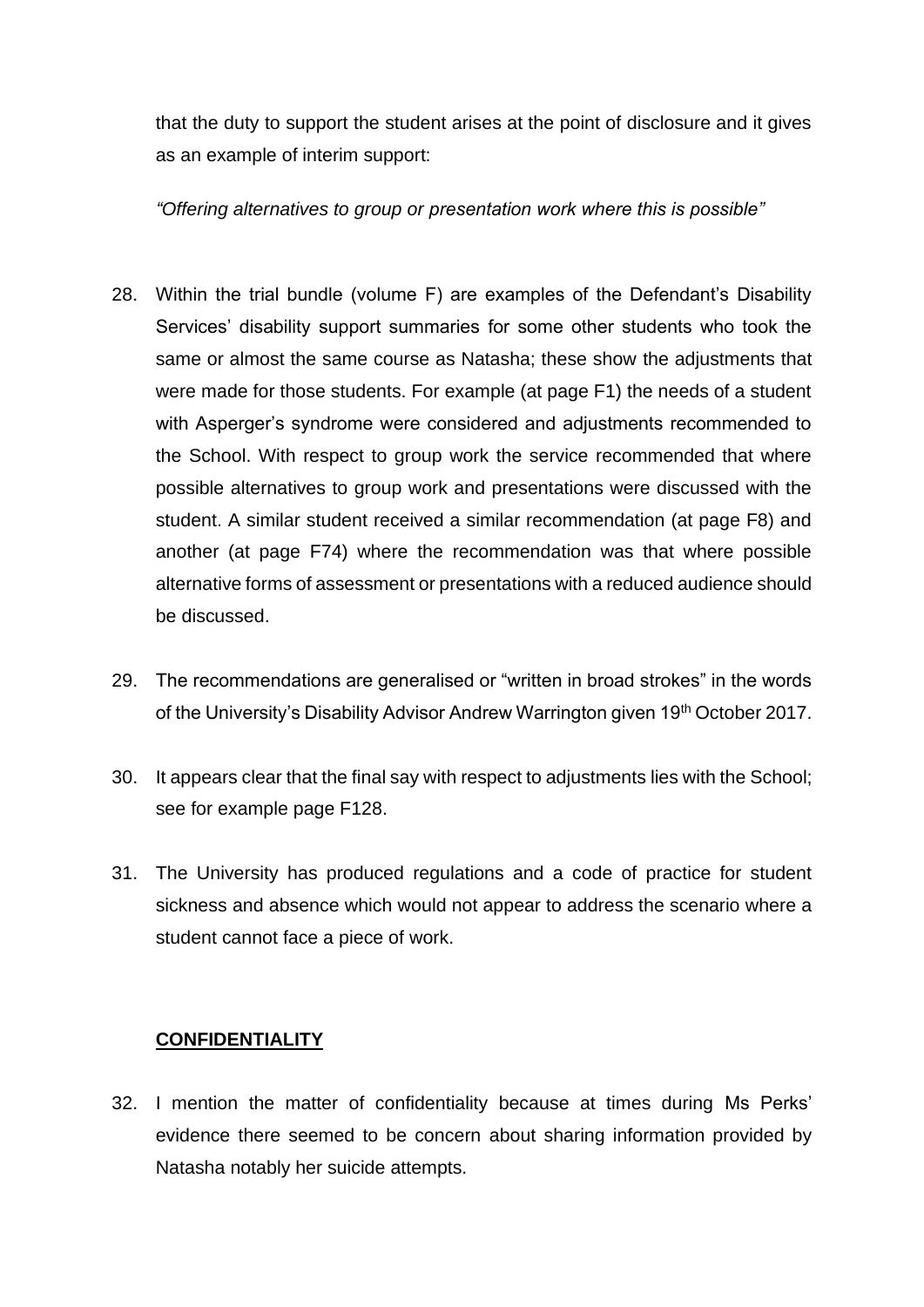that the duty to support the student arises at the point of disclosure and it gives as an example of interim support:

*"Offering alternatives to group or presentation work where this is possible"*

28. Within the trial bundle (volume F) are examples of the Defendant's Disability Services' disability support summaries for some other students who took the same or almost the same course as Natasha; these show the adjustments that were made for those students. For example (at page F1) the needs of a student with Asperger's syndrome were considered and adjustments recommended to the School. With respect to group work the service recommended that where possible alternatives to group work and presentations were discussed with the student. A similar student received a similar recommendation (at page F8) and another (at page F74) where the recommendation was that where possible alternative forms of assessment or presentations with a reduced audience should be discussed.

29. The recommendations are generalised or "written in broad strokes" in the words of the University's Disability Advisor Andrew Warrington given 19th October 2017.

30. It appears clear that the final say with respect to adjustments lies with the School; see for example page F128.

31. The University has produced regulations and a code of practice for student sickness and absence which would not appear to address the scenario where a student cannot face a piece of work.

## CONFIDENTIALITY

32. I mention the matter of confidentiality because at times during Ms Perks' evidence there seemed to be concern about sharing information provided by Natasha notably her suicide attempts.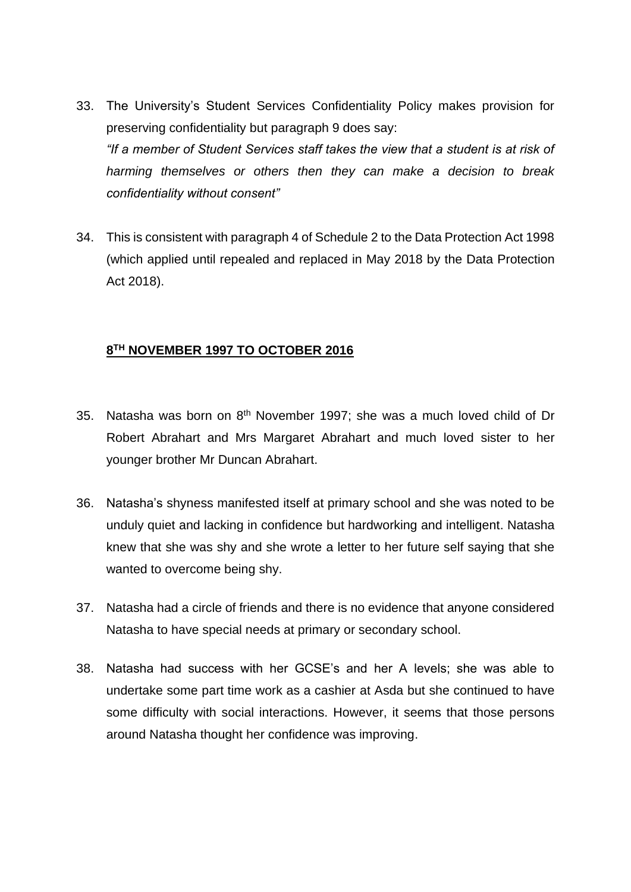33. The University's Student Services Confidentiality Policy makes provision for preserving confidentiality but paragraph 9 does say:
*"If a member of Student Services staff takes the view that a student is at risk of harming themselves or others then they can make a decision to break confidentiality without consent"*

34. This is consistent with paragraph 4 of Schedule 2 to the Data Protection Act 1998 (which applied until repealed and replaced in May 2018 by the Data Protection Act 2018).

## **8TH NOVEMBER 1997 TO OCTOBER 2016**

35. Natasha was born on 8th November 1997; she was a much loved child of Dr Robert Abrahart and Mrs Margaret Abrahart and much loved sister to her younger brother Mr Duncan Abrahart.

36. Natasha's shyness manifested itself at primary school and she was noted to be unduly quiet and lacking in confidence but hardworking and intelligent. Natasha knew that she was shy and she wrote a letter to her future self saying that she wanted to overcome being shy.

37. Natasha had a circle of friends and there is no evidence that anyone considered Natasha to have special needs at primary or secondary school.

38. Natasha had success with her GCSE's and her A levels; she was able to undertake some part time work as a cashier at Asda but she continued to have some difficulty with social interactions. However, it seems that those persons around Natasha thought her confidence was improving.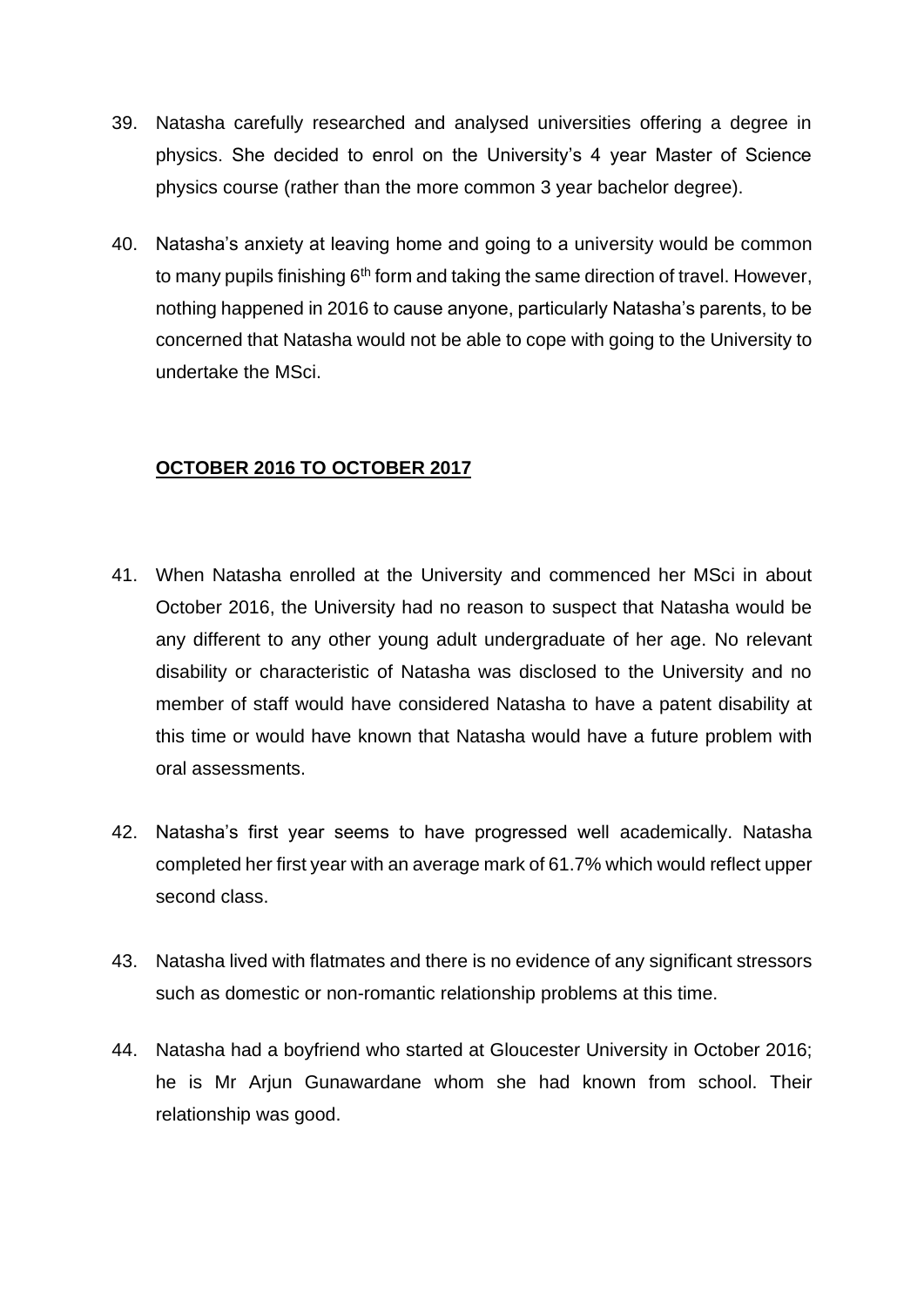39. Natasha carefully researched and analysed universities offering a degree in physics. She decided to enrol on the University's 4 year Master of Science physics course (rather than the more common 3 year bachelor degree).

40. Natasha's anxiety at leaving home and going to a university would be common to many pupils finishing 6th form and taking the same direction of travel. However, nothing happened in 2016 to cause anyone, particularly Natasha's parents, to be concerned that Natasha would not be able to cope with going to the University to undertake the MSci.

## **OCTOBER 2016 TO OCTOBER 2017**

41. When Natasha enrolled at the University and commenced her MSci in about October 2016, the University had no reason to suspect that Natasha would be any different to any other young adult undergraduate of her age. No relevant disability or characteristic of Natasha was disclosed to the University and no member of staff would have considered Natasha to have a patent disability at this time or would have known that Natasha would have a future problem with oral assessments.

42. Natasha's first year seems to have progressed well academically. Natasha completed her first year with an average mark of 61.7% which would reflect upper second class.

43. Natasha lived with flatmates and there is no evidence of any significant stressors such as domestic or non-romantic relationship problems at this time.

44. Natasha had a boyfriend who started at Gloucester University in October 2016; he is Mr Arjun Gunawardane whom she had known from school. Their relationship was good.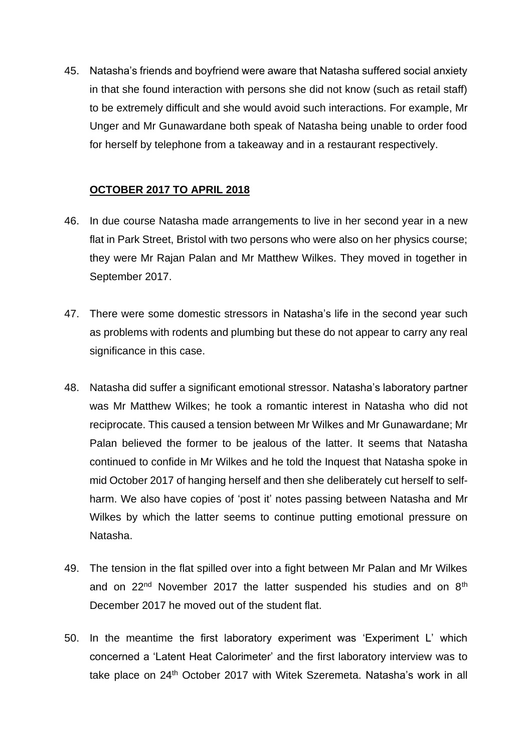45. Natasha's friends and boyfriend were aware that Natasha suffered social anxiety in that she found interaction with persons she did not know (such as retail staff) to be extremely difficult and she would avoid such interactions. For example, Mr Unger and Mr Gunawardane both speak of Natasha being unable to order food for herself by telephone from a takeaway and in a restaurant respectively.

## **OCTOBER 2017 TO APRIL 2018**

46. In due course Natasha made arrangements to live in her second year in a new flat in Park Street, Bristol with two persons who were also on her physics course; they were Mr Rajan Palan and Mr Matthew Wilkes. They moved in together in September 2017.

47. There were some domestic stressors in Natasha's life in the second year such as problems with rodents and plumbing but these do not appear to carry any real significance in this case.

48. Natasha did suffer a significant emotional stressor. Natasha's laboratory partner was Mr Matthew Wilkes; he took a romantic interest in Natasha who did not reciprocate. This caused a tension between Mr Wilkes and Mr Gunawardane; Mr Palan believed the former to be jealous of the latter. It seems that Natasha continued to confide in Mr Wilkes and he told the Inquest that Natasha spoke in mid October 2017 of hanging herself and then she deliberately cut herself to self-harm. We also have copies of 'post it' notes passing between Natasha and Mr Wilkes by which the latter seems to continue putting emotional pressure on Natasha.

49. The tension in the flat spilled over into a fight between Mr Palan and Mr Wilkes and on 22nd November 2017 the latter suspended his studies and on 8th December 2017 he moved out of the student flat.

50. In the meantime the first laboratory experiment was 'Experiment L' which concerned a 'Latent Heat Calorimeter' and the first laboratory interview was to take place on 24th October 2017 with Witek Szeremeta. Natasha's work in all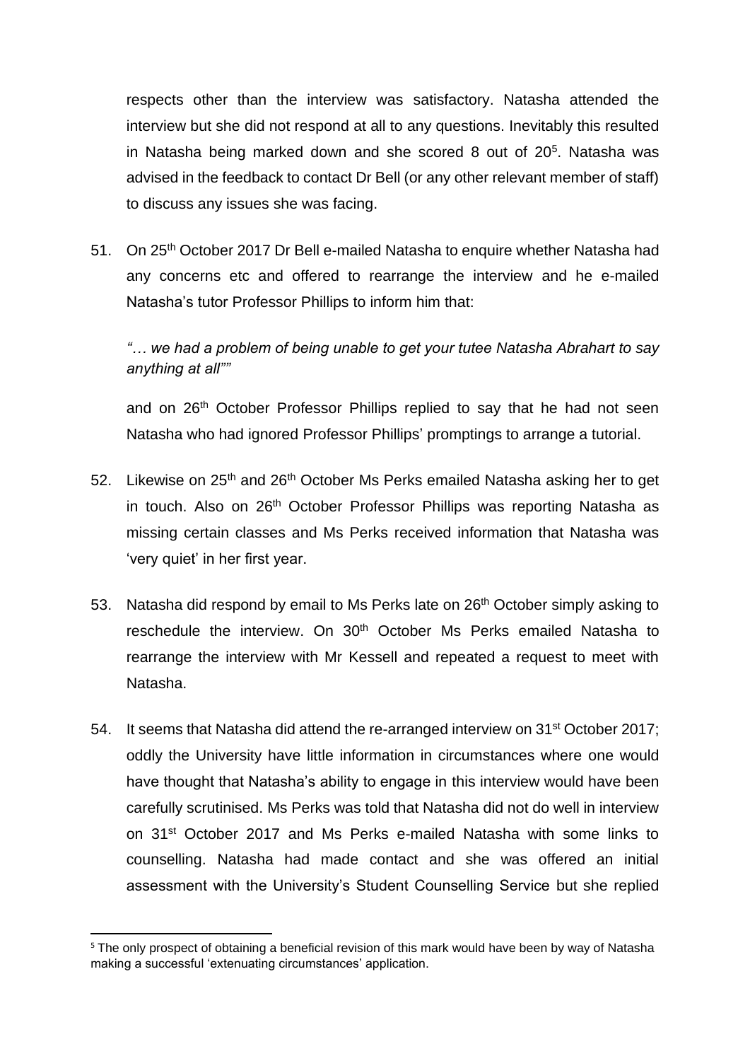respects other than the interview was satisfactory. Natasha attended the interview but she did not respond at all to any questions. Inevitably this resulted in Natasha being marked down and she scored 8 out of 20[5]. Natasha was advised in the feedback to contact Dr Bell (or any other relevant member of staff) to discuss any issues she was facing.

51. On 25th October 2017 Dr Bell e-mailed Natasha to enquire whether Natasha had any concerns etc and offered to rearrange the interview and he e-mailed Natasha's tutor Professor Phillips to inform him that:

    *"… we had a problem of being unable to get your tutee Natasha Abrahart to say anything at all""*

    and on 26th October Professor Phillips replied to say that he had not seen Natasha who had ignored Professor Phillips' promptings to arrange a tutorial.

52. Likewise on 25th and 26th October Ms Perks emailed Natasha asking her to get in touch. Also on 26th October Professor Phillips was reporting Natasha as missing certain classes and Ms Perks received information that Natasha was 'very quiet' in her first year.

53. Natasha did respond by email to Ms Perks late on 26th October simply asking to reschedule the interview. On 30th October Ms Perks emailed Natasha to rearrange the interview with Mr Kessell and repeated a request to meet with Natasha.

54. It seems that Natasha did attend the re-arranged interview on 31st October 2017; oddly the University have little information in circumstances where one would have thought that Natasha's ability to engage in this interview would have been carefully scrutinised. Ms Perks was told that Natasha did not do well in interview on 31st October 2017 and Ms Perks e-mailed Natasha with some links to counselling. Natasha had made contact and she was offered an initial assessment with the University's Student Counselling Service but she replied

---

[5] The only prospect of obtaining a beneficial revision of this mark would have been by way of Natasha making a successful 'extenuating circumstances' application.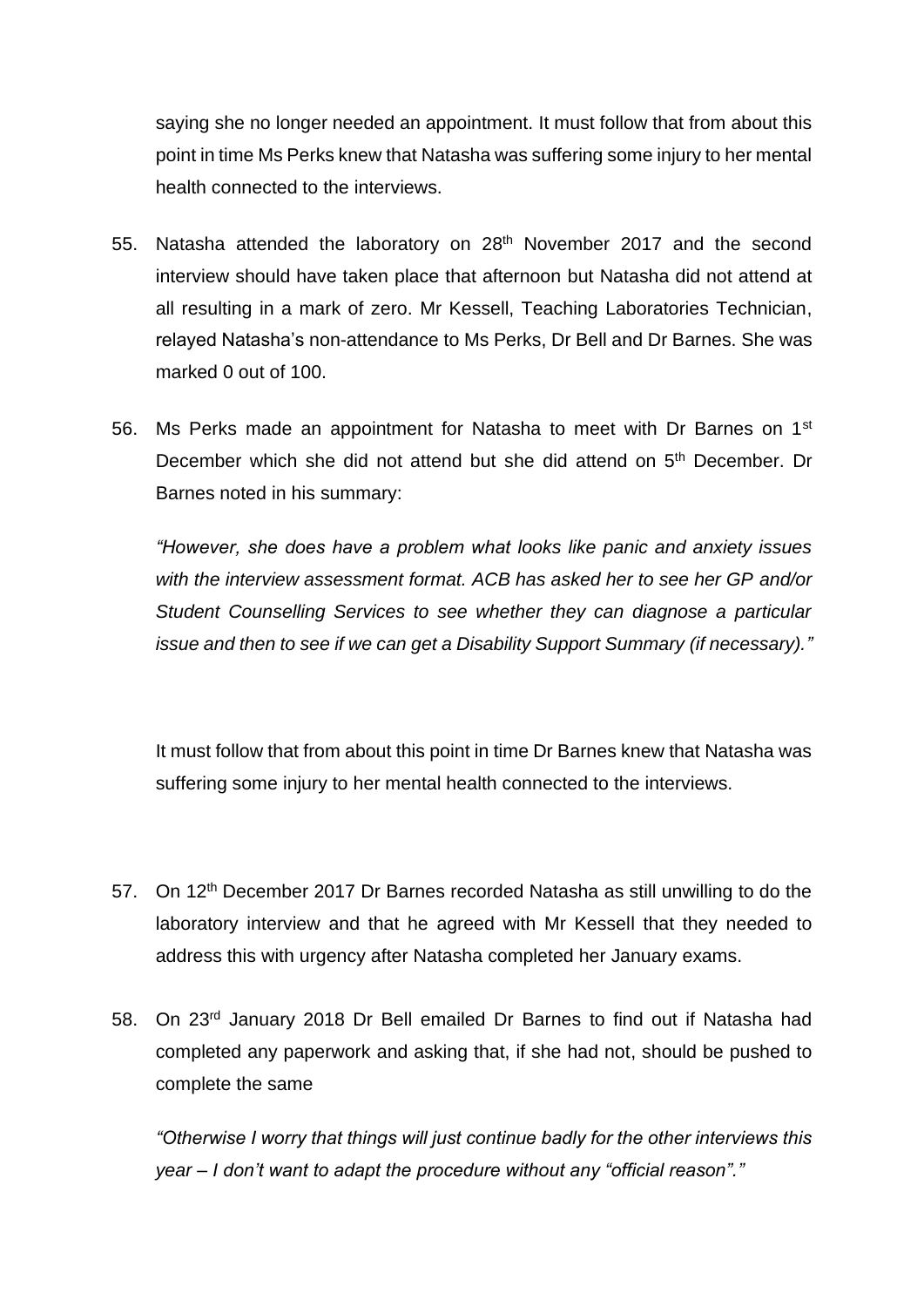saying she no longer needed an appointment. It must follow that from about this point in time Ms Perks knew that Natasha was suffering some injury to her mental health connected to the interviews.

55. Natasha attended the laboratory on 28th November 2017 and the second interview should have taken place that afternoon but Natasha did not attend at all resulting in a mark of zero. Mr Kessell, Teaching Laboratories Technician, relayed Natasha's non-attendance to Ms Perks, Dr Bell and Dr Barnes. She was marked 0 out of 100.

56. Ms Perks made an appointment for Natasha to meet with Dr Barnes on 1st December which she did not attend but she did attend on 5th December. Dr Barnes noted in his summary:

    *"However, she does have a problem what looks like panic and anxiety issues with the interview assessment format. ACB has asked her to see her GP and/or Student Counselling Services to see whether they can diagnose a particular issue and then to see if we can get a Disability Support Summary (if necessary)."*

    It must follow that from about this point in time Dr Barnes knew that Natasha was suffering some injury to her mental health connected to the interviews.

57. On 12th December 2017 Dr Barnes recorded Natasha as still unwilling to do the laboratory interview and that he agreed with Mr Kessell that they needed to address this with urgency after Natasha completed her January exams.

58. On 23rd January 2018 Dr Bell emailed Dr Barnes to find out if Natasha had completed any paperwork and asking that, if she had not, should be pushed to complete the same

    *"Otherwise I worry that things will just continue badly for the other interviews this year – I don't want to adapt the procedure without any "official reason"."*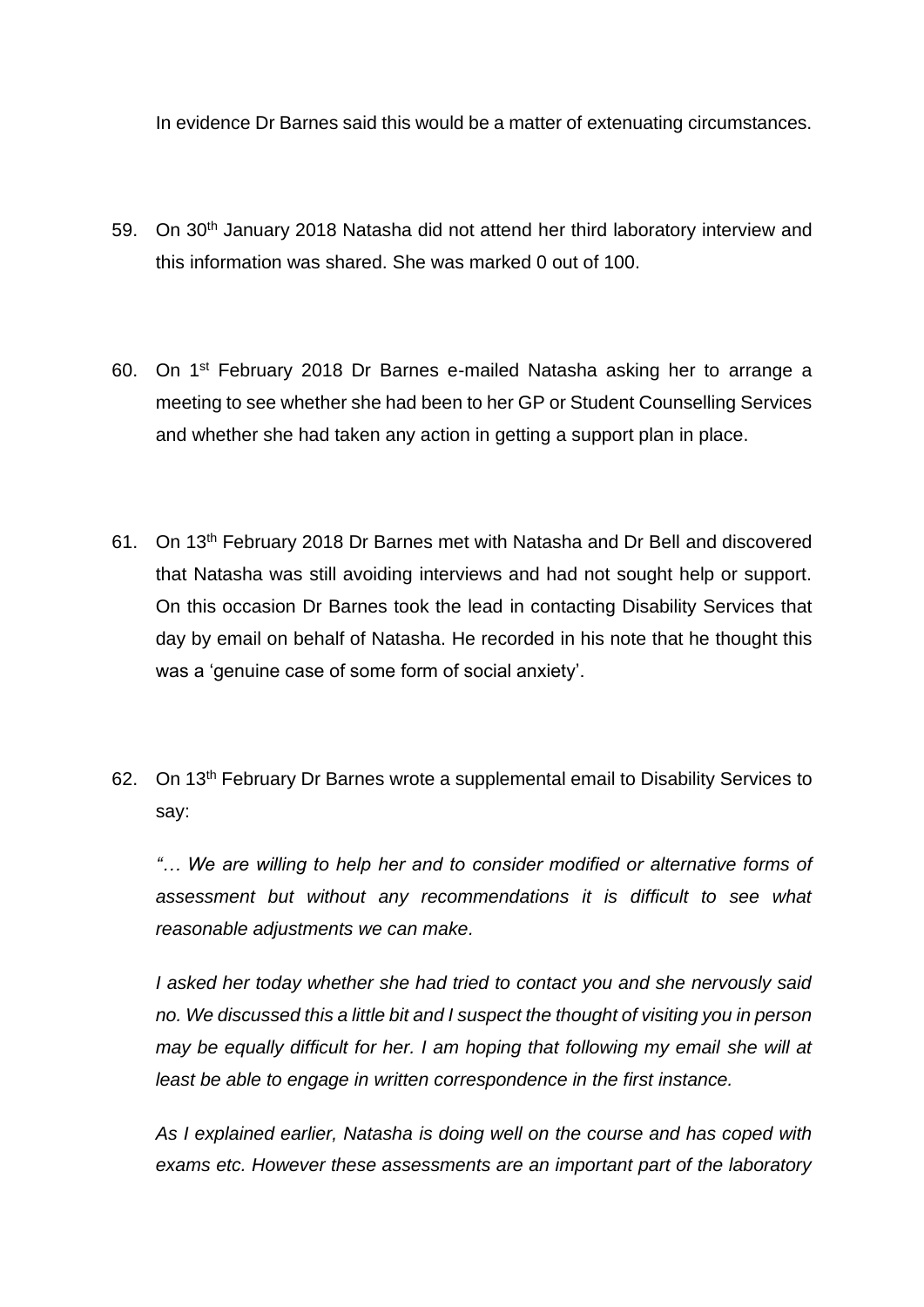In evidence Dr Barnes said this would be a matter of extenuating circumstances.

59. On 30th January 2018 Natasha did not attend her third laboratory interview and this information was shared. She was marked 0 out of 100.

60. On 1st February 2018 Dr Barnes e-mailed Natasha asking her to arrange a meeting to see whether she had been to her GP or Student Counselling Services and whether she had taken any action in getting a support plan in place.

61. On 13th February 2018 Dr Barnes met with Natasha and Dr Bell and discovered that Natasha was still avoiding interviews and had not sought help or support. On this occasion Dr Barnes took the lead in contacting Disability Services that day by email on behalf of Natasha. He recorded in his note that he thought this was a 'genuine case of some form of social anxiety'.

62. On 13th February Dr Barnes wrote a supplemental email to Disability Services to say:

    *"… We are willing to help her and to consider modified or alternative forms of assessment but without any recommendations it is difficult to see what reasonable adjustments we can make.*

    *I asked her today whether she had tried to contact you and she nervously said no. We discussed this a little bit and I suspect the thought of visiting you in person may be equally difficult for her. I am hoping that following my email she will at least be able to engage in written correspondence in the first instance.*

    *As I explained earlier, Natasha is doing well on the course and has coped with exams etc. However these assessments are an important part of the laboratory*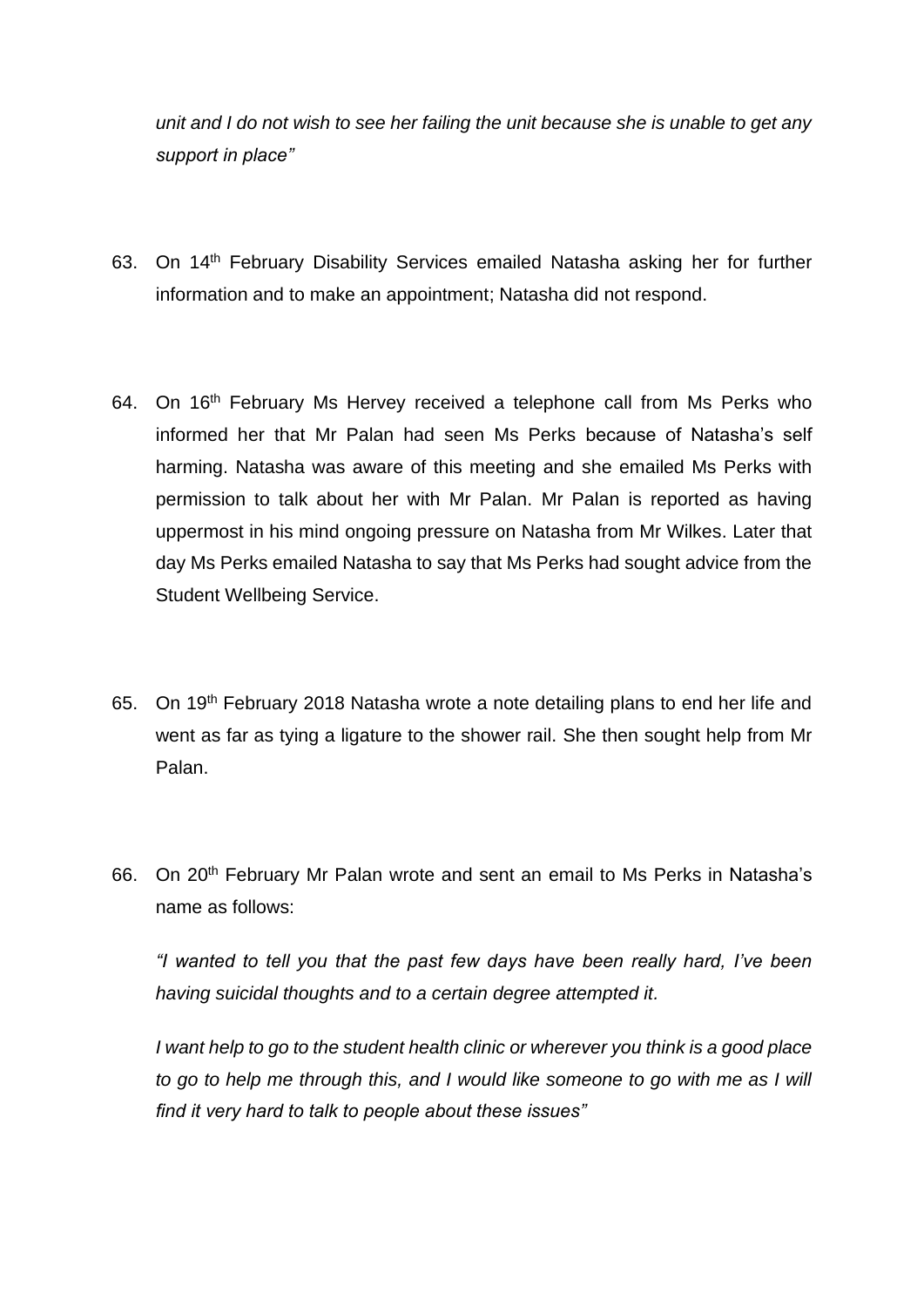*unit and I do not wish to see her failing the unit because she is unable to get any support in place"*

63. On 14th February Disability Services emailed Natasha asking her for further information and to make an appointment; Natasha did not respond.

64. On 16th February Ms Hervey received a telephone call from Ms Perks who informed her that Mr Palan had seen Ms Perks because of Natasha's self harming. Natasha was aware of this meeting and she emailed Ms Perks with permission to talk about her with Mr Palan. Mr Palan is reported as having uppermost in his mind ongoing pressure on Natasha from Mr Wilkes. Later that day Ms Perks emailed Natasha to say that Ms Perks had sought advice from the Student Wellbeing Service.

65. On 19th February 2018 Natasha wrote a note detailing plans to end her life and went as far as tying a ligature to the shower rail. She then sought help from Mr Palan.

66. On 20th February Mr Palan wrote and sent an email to Ms Perks in Natasha's name as follows:

    *"I wanted to tell you that the past few days have been really hard, I've been having suicidal thoughts and to a certain degree attempted it.*

    *I want help to go to the student health clinic or wherever you think is a good place to go to help me through this, and I would like someone to go with me as I will find it very hard to talk to people about these issues"*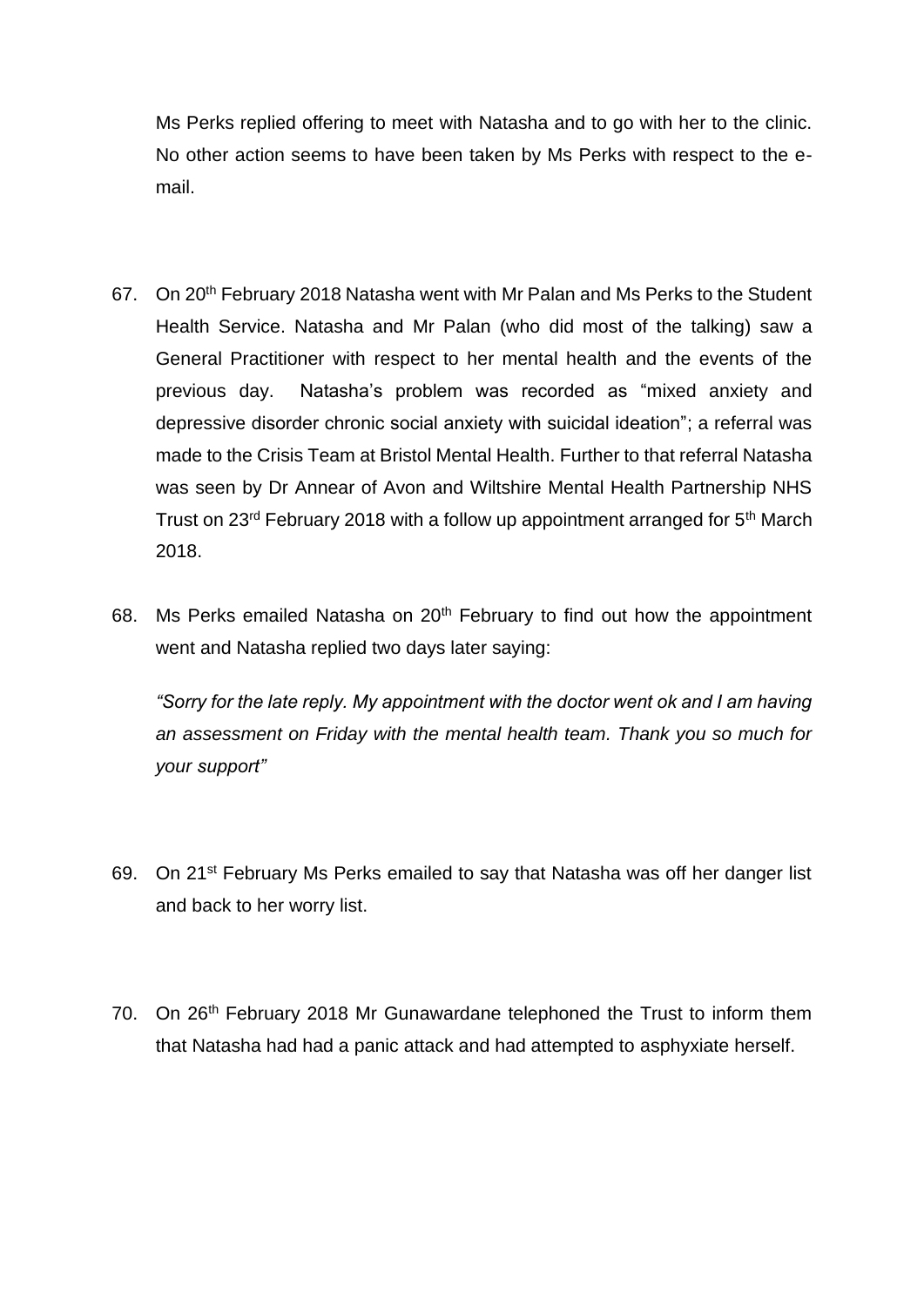Ms Perks replied offering to meet with Natasha and to go with her to the clinic. No other action seems to have been taken by Ms Perks with respect to the e-mail.

67. On 20th February 2018 Natasha went with Mr Palan and Ms Perks to the Student Health Service. Natasha and Mr Palan (who did most of the talking) saw a General Practitioner with respect to her mental health and the events of the previous day. Natasha's problem was recorded as "mixed anxiety and depressive disorder chronic social anxiety with suicidal ideation"; a referral was made to the Crisis Team at Bristol Mental Health. Further to that referral Natasha was seen by Dr Annear of Avon and Wiltshire Mental Health Partnership NHS Trust on 23rd February 2018 with a follow up appointment arranged for 5th March 2018.

68. Ms Perks emailed Natasha on 20th February to find out how the appointment went and Natasha replied two days later saying:

    *"Sorry for the late reply. My appointment with the doctor went ok and I am having an assessment on Friday with the mental health team. Thank you so much for your support"*

69. On 21st February Ms Perks emailed to say that Natasha was off her danger list and back to her worry list.

70. On 26th February 2018 Mr Gunawardane telephoned the Trust to inform them that Natasha had had a panic attack and had attempted to asphyxiate herself.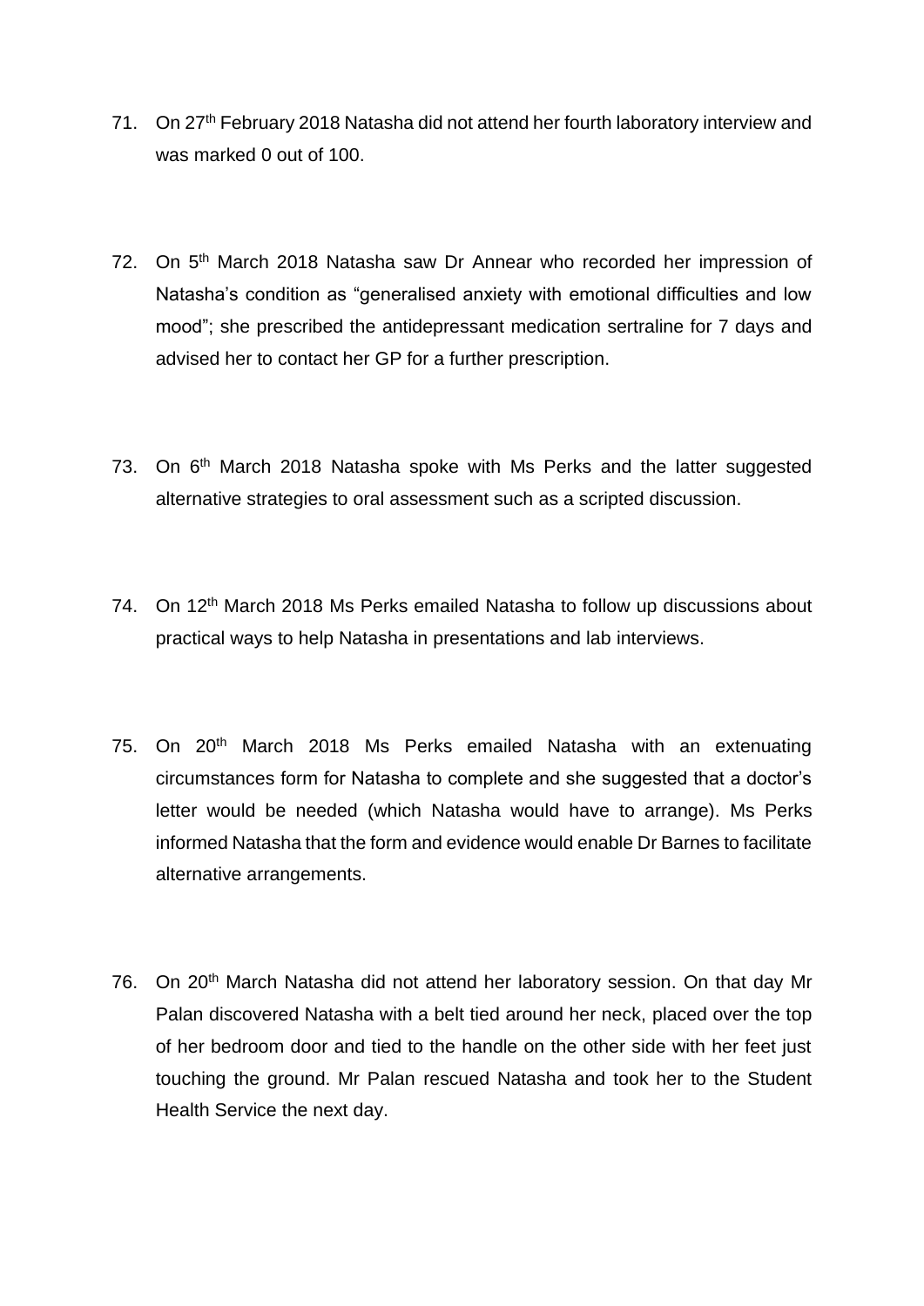71. On 27th February 2018 Natasha did not attend her fourth laboratory interview and was marked 0 out of 100.

72. On 5th March 2018 Natasha saw Dr Annear who recorded her impression of Natasha's condition as "generalised anxiety with emotional difficulties and low mood"; she prescribed the antidepressant medication sertraline for 7 days and advised her to contact her GP for a further prescription.

73. On 6th March 2018 Natasha spoke with Ms Perks and the latter suggested alternative strategies to oral assessment such as a scripted discussion.

74. On 12th March 2018 Ms Perks emailed Natasha to follow up discussions about practical ways to help Natasha in presentations and lab interviews.

75. On 20th March 2018 Ms Perks emailed Natasha with an extenuating circumstances form for Natasha to complete and she suggested that a doctor's letter would be needed (which Natasha would have to arrange). Ms Perks informed Natasha that the form and evidence would enable Dr Barnes to facilitate alternative arrangements.

76. On 20th March Natasha did not attend her laboratory session. On that day Mr Palan discovered Natasha with a belt tied around her neck, placed over the top of her bedroom door and tied to the handle on the other side with her feet just touching the ground. Mr Palan rescued Natasha and took her to the Student Health Service the next day.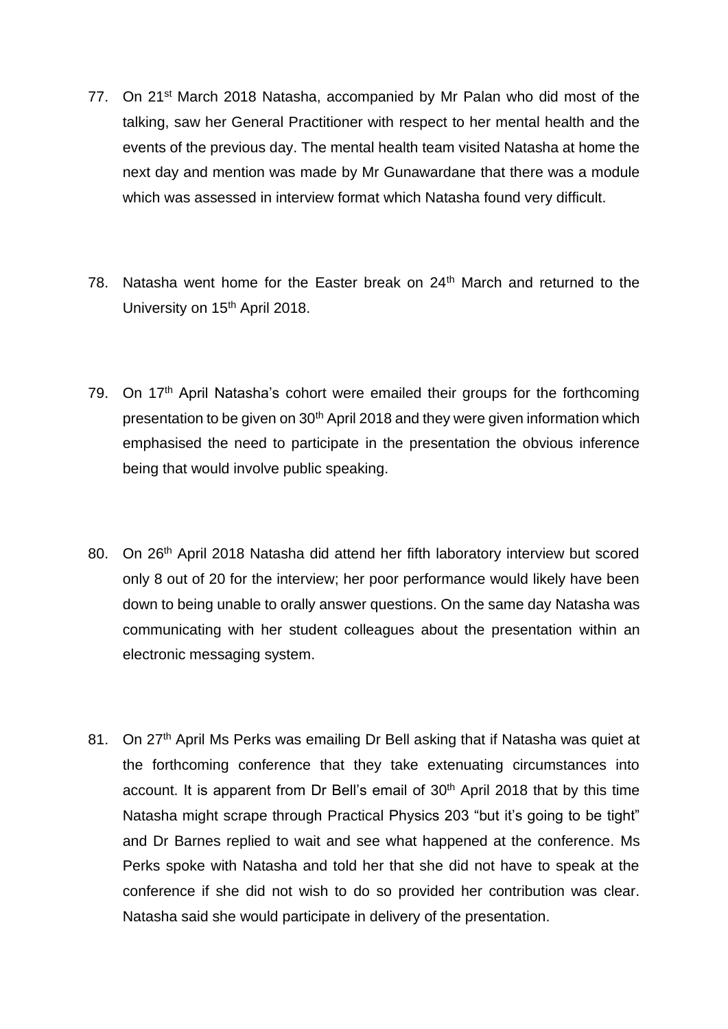77. On 21st March 2018 Natasha, accompanied by Mr Palan who did most of the talking, saw her General Practitioner with respect to her mental health and the events of the previous day. The mental health team visited Natasha at home the next day and mention was made by Mr Gunawardane that there was a module which was assessed in interview format which Natasha found very difficult.

78. Natasha went home for the Easter break on 24th March and returned to the University on 15th April 2018.

79. On 17th April Natasha's cohort were emailed their groups for the forthcoming presentation to be given on 30th April 2018 and they were given information which emphasised the need to participate in the presentation the obvious inference being that would involve public speaking.

80. On 26th April 2018 Natasha did attend her fifth laboratory interview but scored only 8 out of 20 for the interview; her poor performance would likely have been down to being unable to orally answer questions. On the same day Natasha was communicating with her student colleagues about the presentation within an electronic messaging system.

81. On 27th April Ms Perks was emailing Dr Bell asking that if Natasha was quiet at the forthcoming conference that they take extenuating circumstances into account. It is apparent from Dr Bell's email of 30th April 2018 that by this time Natasha might scrape through Practical Physics 203 "but it's going to be tight" and Dr Barnes replied to wait and see what happened at the conference. Ms Perks spoke with Natasha and told her that she did not have to speak at the conference if she did not wish to do so provided her contribution was clear. Natasha said she would participate in delivery of the presentation.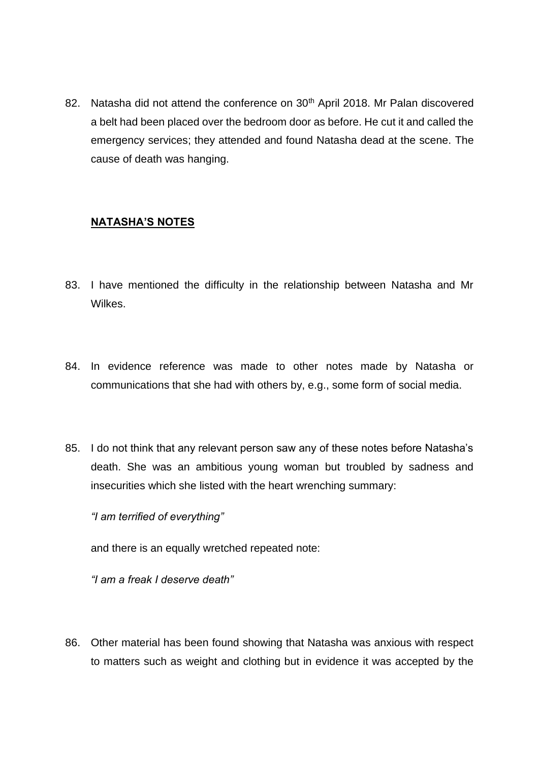82. Natasha did not attend the conference on 30th April 2018. Mr Palan discovered a belt had been placed over the bedroom door as before. He cut it and called the emergency services; they attended and found Natasha dead at the scene. The cause of death was hanging.

## **NATASHA'S NOTES**

83. I have mentioned the difficulty in the relationship between Natasha and Mr Wilkes.

84. In evidence reference was made to other notes made by Natasha or communications that she had with others by, e.g., some form of social media.

85. I do not think that any relevant person saw any of these notes before Natasha's death. She was an ambitious young woman but troubled by sadness and insecurities which she listed with the heart wrenching summary:

    *"I am terrified of everything"*

    and there is an equally wretched repeated note:

    *"I am a freak I deserve death"*

86. Other material has been found showing that Natasha was anxious with respect to matters such as weight and clothing but in evidence it was accepted by the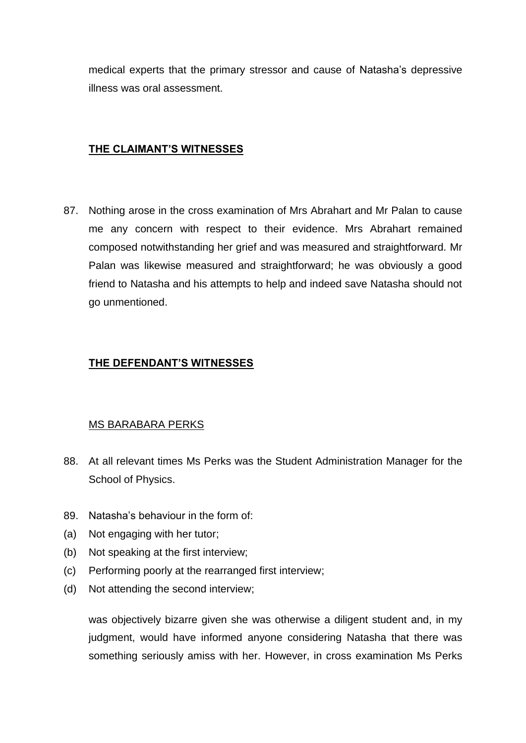medical experts that the primary stressor and cause of Natasha's depressive illness was oral assessment.

## THE CLAIMANT'S WITNESSES

87. Nothing arose in the cross examination of Mrs Abrahart and Mr Palan to cause me any concern with respect to their evidence. Mrs Abrahart remained composed notwithstanding her grief and was measured and straightforward. Mr Palan was likewise measured and straightforward; he was obviously a good friend to Natasha and his attempts to help and indeed save Natasha should not go unmentioned.

## THE DEFENDANT'S WITNESSES

### MS BARABARA PERKS

88. At all relevant times Ms Perks was the Student Administration Manager for the School of Physics.

89. Natasha's behaviour in the form of:

(a) Not engaging with her tutor;
(b) Not speaking at the first interview;
(c) Performing poorly at the rearranged first interview;
(d) Not attending the second interview;

was objectively bizarre given she was otherwise a diligent student and, in my judgment, would have informed anyone considering Natasha that there was something seriously amiss with her. However, in cross examination Ms Perks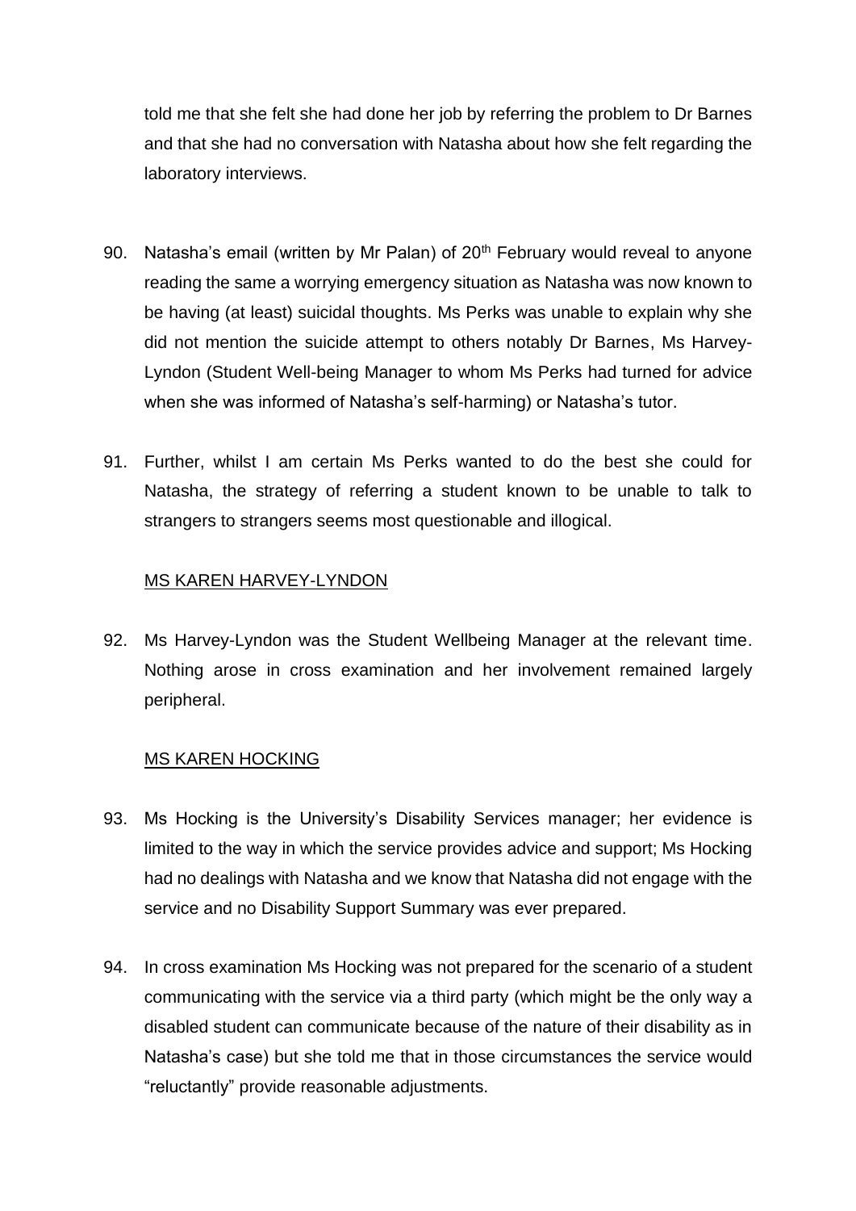told me that she felt she had done her job by referring the problem to Dr Barnes and that she had no conversation with Natasha about how she felt regarding the laboratory interviews.

90. Natasha's email (written by Mr Palan) of 20th February would reveal to anyone reading the same a worrying emergency situation as Natasha was now known to be having (at least) suicidal thoughts. Ms Perks was unable to explain why she did not mention the suicide attempt to others notably Dr Barnes, Ms Harvey-Lyndon (Student Well-being Manager to whom Ms Perks had turned for advice when she was informed of Natasha's self-harming) or Natasha's tutor.

91. Further, whilst I am certain Ms Perks wanted to do the best she could for Natasha, the strategy of referring a student known to be unable to talk to strangers to strangers seems most questionable and illogical.

<u>MS KAREN HARVEY-LYNDON</u>

92. Ms Harvey-Lyndon was the Student Wellbeing Manager at the relevant time. Nothing arose in cross examination and her involvement remained largely peripheral.

<u>MS KAREN HOCKING</u>

93. Ms Hocking is the University's Disability Services manager; her evidence is limited to the way in which the service provides advice and support; Ms Hocking had no dealings with Natasha and we know that Natasha did not engage with the service and no Disability Support Summary was ever prepared.

94. In cross examination Ms Hocking was not prepared for the scenario of a student communicating with the service via a third party (which might be the only way a disabled student can communicate because of the nature of their disability as in Natasha's case) but she told me that in those circumstances the service would "reluctantly" provide reasonable adjustments.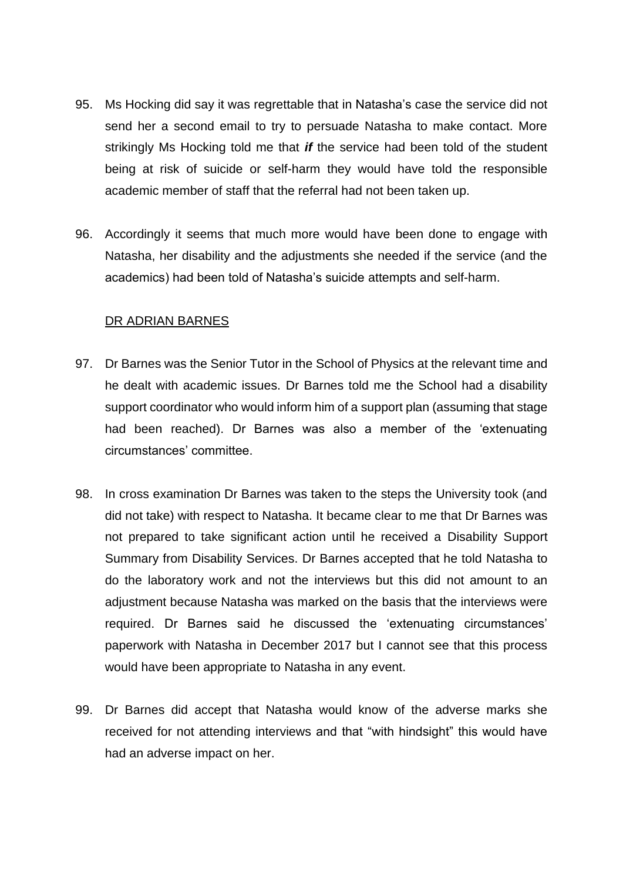95. Ms Hocking did say it was regrettable that in Natasha's case the service did not send her a second email to try to persuade Natasha to make contact. More strikingly Ms Hocking told me that ***if*** the service had been told of the student being at risk of suicide or self-harm they would have told the responsible academic member of staff that the referral had not been taken up.

96. Accordingly it seems that much more would have been done to engage with Natasha, her disability and the adjustments she needed if the service (and the academics) had been told of Natasha's suicide attempts and self-harm.

<u>DR ADRIAN BARNES</u>

97. Dr Barnes was the Senior Tutor in the School of Physics at the relevant time and he dealt with academic issues. Dr Barnes told me the School had a disability support coordinator who would inform him of a support plan (assuming that stage had been reached). Dr Barnes was also a member of the 'extenuating circumstances' committee.

98. In cross examination Dr Barnes was taken to the steps the University took (and did not take) with respect to Natasha. It became clear to me that Dr Barnes was not prepared to take significant action until he received a Disability Support Summary from Disability Services. Dr Barnes accepted that he told Natasha to do the laboratory work and not the interviews but this did not amount to an adjustment because Natasha was marked on the basis that the interviews were required. Dr Barnes said he discussed the 'extenuating circumstances' paperwork with Natasha in December 2017 but I cannot see that this process would have been appropriate to Natasha in any event.

99. Dr Barnes did accept that Natasha would know of the adverse marks she received for not attending interviews and that "with hindsight" this would have had an adverse impact on her.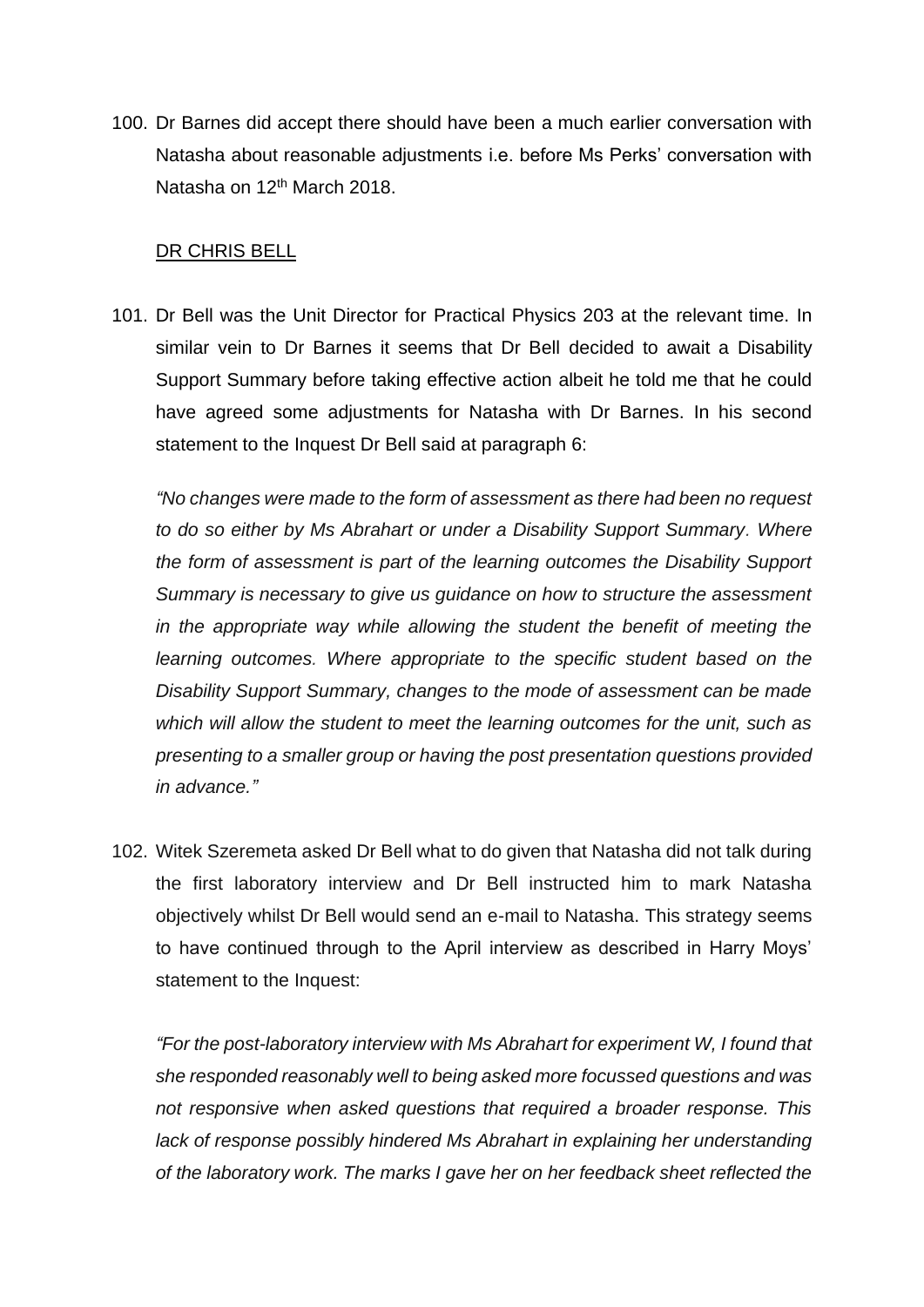100. Dr Barnes did accept there should have been a much earlier conversation with Natasha about reasonable adjustments i.e. before Ms Perks' conversation with Natasha on 12th March 2018.

## DR CHRIS BELL

101. Dr Bell was the Unit Director for Practical Physics 203 at the relevant time. In similar vein to Dr Barnes it seems that Dr Bell decided to await a Disability Support Summary before taking effective action albeit he told me that he could have agreed some adjustments for Natasha with Dr Barnes. In his second statement to the Inquest Dr Bell said at paragraph 6:

    *"No changes were made to the form of assessment as there had been no request to do so either by Ms Abrahart or under a Disability Support Summary. Where the form of assessment is part of the learning outcomes the Disability Support Summary is necessary to give us guidance on how to structure the assessment in the appropriate way while allowing the student the benefit of meeting the learning outcomes. Where appropriate to the specific student based on the Disability Support Summary, changes to the mode of assessment can be made which will allow the student to meet the learning outcomes for the unit, such as presenting to a smaller group or having the post presentation questions provided in advance."*

102. Witek Szeremeta asked Dr Bell what to do given that Natasha did not talk during the first laboratory interview and Dr Bell instructed him to mark Natasha objectively whilst Dr Bell would send an e-mail to Natasha. This strategy seems to have continued through to the April interview as described in Harry Moys' statement to the Inquest:

    *"For the post-laboratory interview with Ms Abrahart for experiment W, I found that she responded reasonably well to being asked more focussed questions and was not responsive when asked questions that required a broader response. This lack of response possibly hindered Ms Abrahart in explaining her understanding of the laboratory work. The marks I gave her on her feedback sheet reflected the*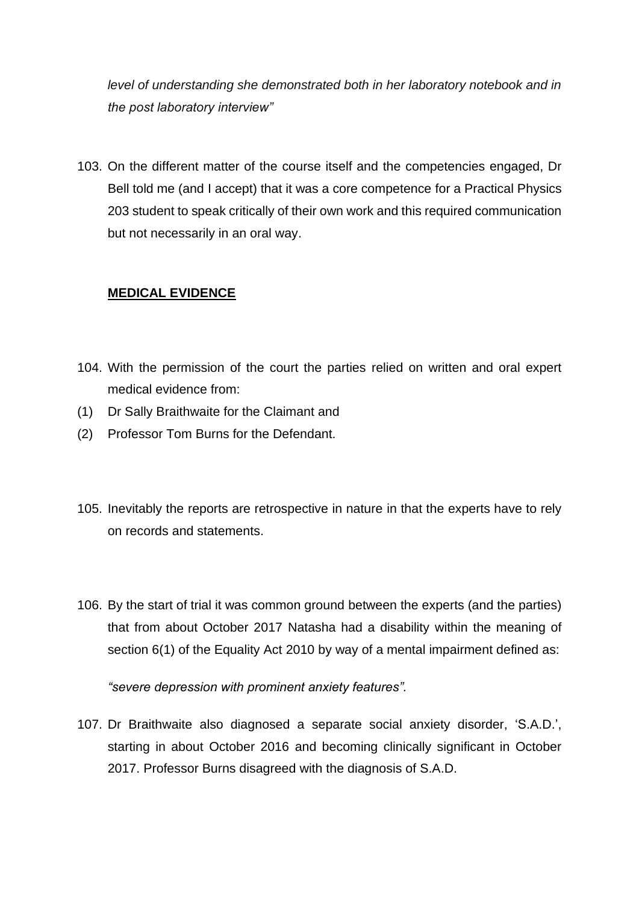*level of understanding she demonstrated both in her laboratory notebook and in the post laboratory interview"*

103. On the different matter of the course itself and the competencies engaged, Dr Bell told me (and I accept) that it was a core competence for a Practical Physics 203 student to speak critically of their own work and this required communication but not necessarily in an oral way.

**MEDICAL EVIDENCE**

104. With the permission of the court the parties relied on written and oral expert medical evidence from:

(1) Dr Sally Braithwaite for the Claimant and

(2) Professor Tom Burns for the Defendant.

105. Inevitably the reports are retrospective in nature in that the experts have to rely on records and statements.

106. By the start of trial it was common ground between the experts (and the parties) that from about October 2017 Natasha had a disability within the meaning of section 6(1) of the Equality Act 2010 by way of a mental impairment defined as:

*"severe depression with prominent anxiety features".*

107. Dr Braithwaite also diagnosed a separate social anxiety disorder, 'S.A.D.', starting in about October 2016 and becoming clinically significant in October 2017. Professor Burns disagreed with the diagnosis of S.A.D.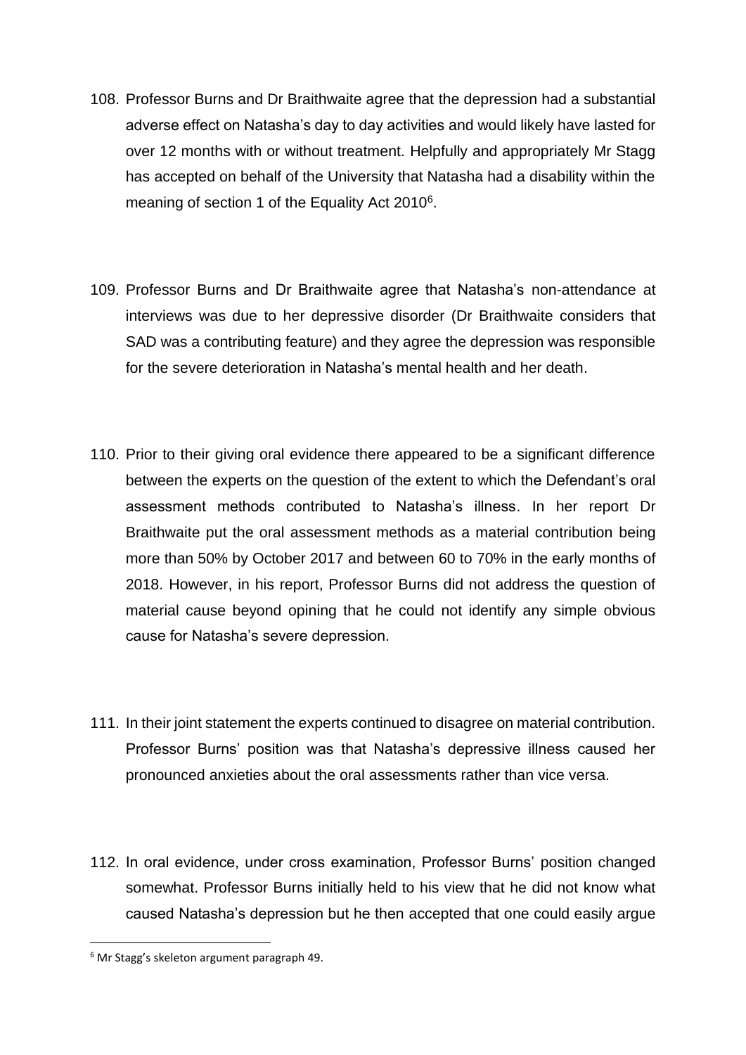108. Professor Burns and Dr Braithwaite agree that the depression had a substantial adverse effect on Natasha's day to day activities and would likely have lasted for over 12 months with or without treatment. Helpfully and appropriately Mr Stagg has accepted on behalf of the University that Natasha had a disability within the meaning of section 1 of the Equality Act 2010[6].

109. Professor Burns and Dr Braithwaite agree that Natasha's non-attendance at interviews was due to her depressive disorder (Dr Braithwaite considers that SAD was a contributing feature) and they agree the depression was responsible for the severe deterioration in Natasha's mental health and her death.

110. Prior to their giving oral evidence there appeared to be a significant difference between the experts on the question of the extent to which the Defendant's oral assessment methods contributed to Natasha's illness. In her report Dr Braithwaite put the oral assessment methods as a material contribution being more than 50% by October 2017 and between 60 to 70% in the early months of 2018. However, in his report, Professor Burns did not address the question of material cause beyond opining that he could not identify any simple obvious cause for Natasha's severe depression.

111. In their joint statement the experts continued to disagree on material contribution. Professor Burns' position was that Natasha's depressive illness caused her pronounced anxieties about the oral assessments rather than vice versa.

112. In oral evidence, under cross examination, Professor Burns' position changed somewhat. Professor Burns initially held to his view that he did not know what caused Natasha's depression but he then accepted that one could easily argue

[6] Mr Stagg's skeleton argument paragraph 49.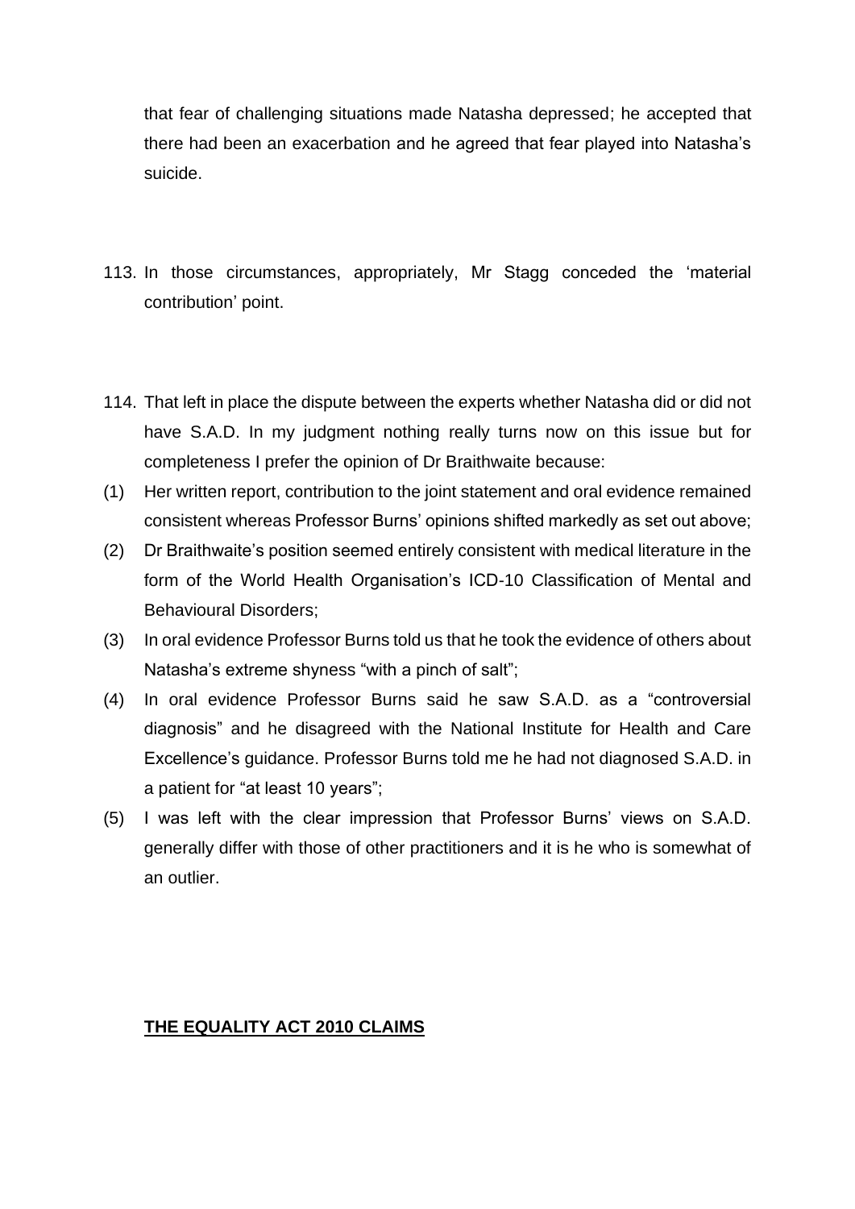that fear of challenging situations made Natasha depressed; he accepted that there had been an exacerbation and he agreed that fear played into Natasha's suicide.

113. In those circumstances, appropriately, Mr Stagg conceded the 'material contribution' point.

114. That left in place the dispute between the experts whether Natasha did or did not have S.A.D. In my judgment nothing really turns now on this issue but for completeness I prefer the opinion of Dr Braithwaite because:

(1) Her written report, contribution to the joint statement and oral evidence remained consistent whereas Professor Burns' opinions shifted markedly as set out above;

(2) Dr Braithwaite's position seemed entirely consistent with medical literature in the form of the World Health Organisation's ICD-10 Classification of Mental and Behavioural Disorders;

(3) In oral evidence Professor Burns told us that he took the evidence of others about Natasha's extreme shyness "with a pinch of salt";

(4) In oral evidence Professor Burns said he saw S.A.D. as a "controversial diagnosis" and he disagreed with the National Institute for Health and Care Excellence's guidance. Professor Burns told me he had not diagnosed S.A.D. in a patient for "at least 10 years";

(5) I was left with the clear impression that Professor Burns' views on S.A.D. generally differ with those of other practitioners and it is he who is somewhat of an outlier.

**THE EQUALITY ACT 2010 CLAIMS**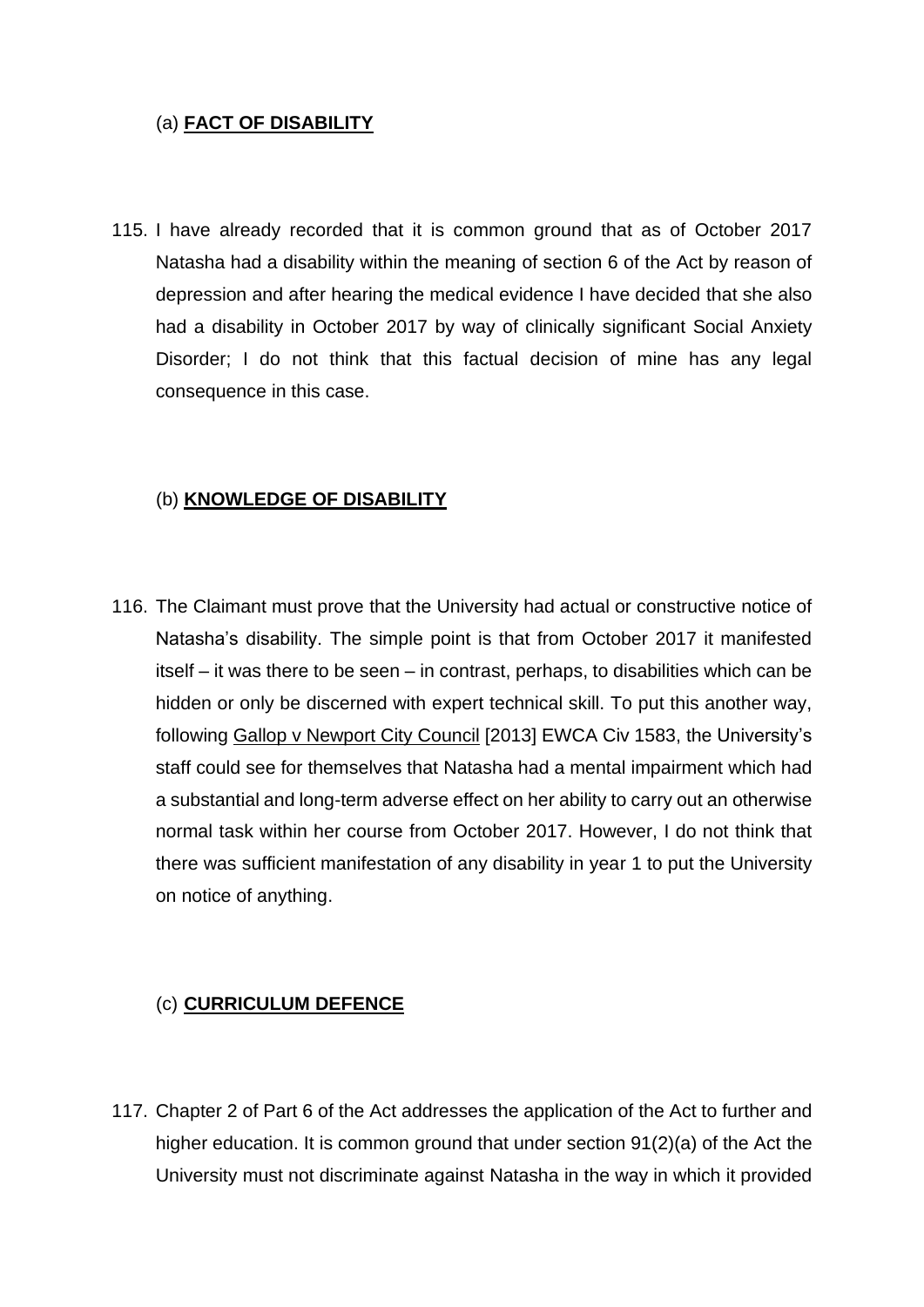(a) **FACT OF DISABILITY**

115. I have already recorded that it is common ground that as of October 2017 Natasha had a disability within the meaning of section 6 of the Act by reason of depression and after hearing the medical evidence I have decided that she also had a disability in October 2017 by way of clinically significant Social Anxiety Disorder; I do not think that this factual decision of mine has any legal consequence in this case.

(b) **KNOWLEDGE OF DISABILITY**

116. The Claimant must prove that the University had actual or constructive notice of Natasha's disability. The simple point is that from October 2017 it manifested itself – it was there to be seen – in contrast, perhaps, to disabilities which can be hidden or only be discerned with expert technical skill. To put this another way, following Gallop v Newport City Council [2013] EWCA Civ 1583, the University's staff could see for themselves that Natasha had a mental impairment which had a substantial and long-term adverse effect on her ability to carry out an otherwise normal task within her course from October 2017. However, I do not think that there was sufficient manifestation of any disability in year 1 to put the University on notice of anything.

(c) **CURRICULUM DEFENCE**

117. Chapter 2 of Part 6 of the Act addresses the application of the Act to further and higher education. It is common ground that under section 91(2)(a) of the Act the University must not discriminate against Natasha in the way in which it provided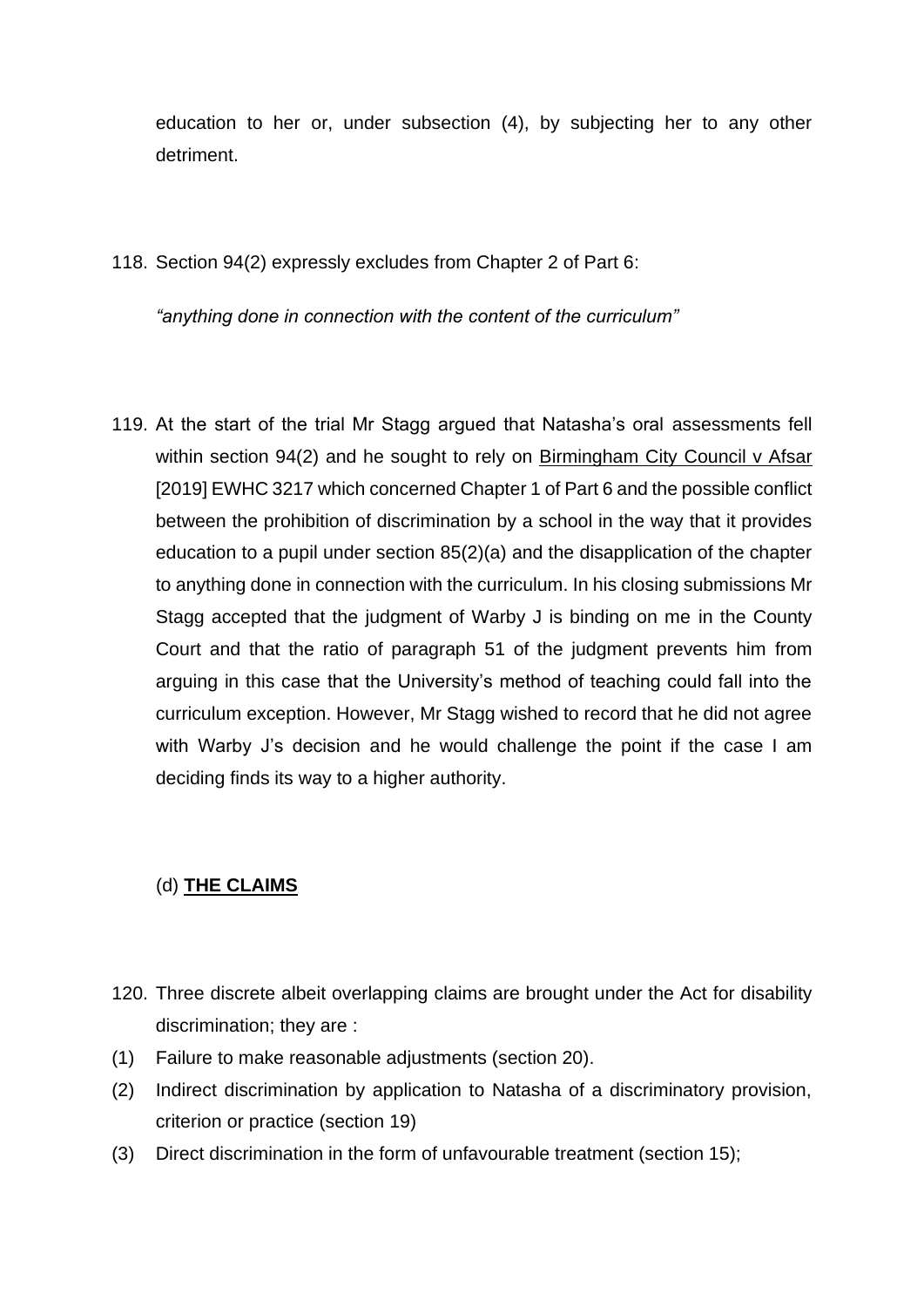education to her or, under subsection (4), by subjecting her to any other detriment.

118. Section 94(2) expressly excludes from Chapter 2 of Part 6:

*"anything done in connection with the content of the curriculum"*

119. At the start of the trial Mr Stagg argued that Natasha's oral assessments fell within section 94(2) and he sought to rely on Birmingham City Council v Afsar [2019] EWHC 3217 which concerned Chapter 1 of Part 6 and the possible conflict between the prohibition of discrimination by a school in the way that it provides education to a pupil under section 85(2)(a) and the disapplication of the chapter to anything done in connection with the curriculum. In his closing submissions Mr Stagg accepted that the judgment of Warby J is binding on me in the County Court and that the ratio of paragraph 51 of the judgment prevents him from arguing in this case that the University's method of teaching could fall into the curriculum exception. However, Mr Stagg wished to record that he did not agree with Warby J's decision and he would challenge the point if the case I am deciding finds its way to a higher authority.

(d) **THE CLAIMS**

120. Three discrete albeit overlapping claims are brought under the Act for disability discrimination; they are :

(1) Failure to make reasonable adjustments (section 20).
(2) Indirect discrimination by application to Natasha of a discriminatory provision, criterion or practice (section 19)
(3) Direct discrimination in the form of unfavourable treatment (section 15);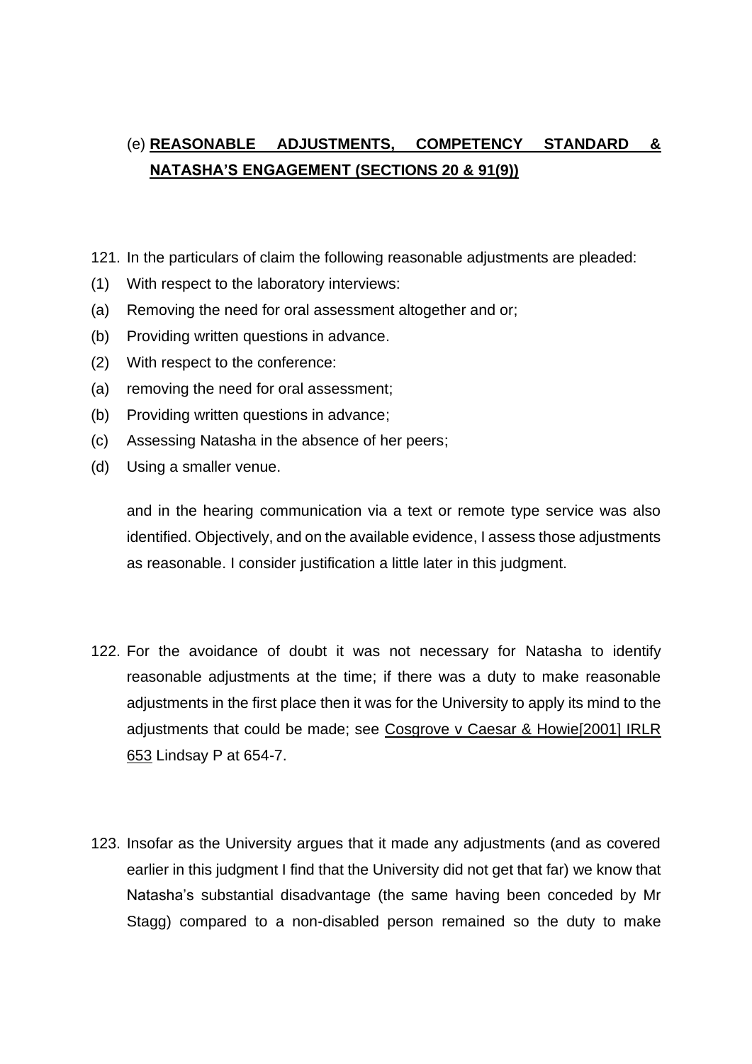## (e) **REASONABLE ADJUSTMENTS, COMPETENCY STANDARD & NATASHA'S ENGAGEMENT (SECTIONS 20 & 91(9))**

121. In the particulars of claim the following reasonable adjustments are pleaded:

(1) With respect to the laboratory interviews:

(a) Removing the need for oral assessment altogether and or;

(b) Providing written questions in advance.

(2) With respect to the conference:

(a) removing the need for oral assessment;

(b) Providing written questions in advance;

(c) Assessing Natasha in the absence of her peers;

(d) Using a smaller venue.

and in the hearing communication via a text or remote type service was also identified. Objectively, and on the available evidence, I assess those adjustments as reasonable. I consider justification a little later in this judgment.

122. For the avoidance of doubt it was not necessary for Natasha to identify reasonable adjustments at the time; if there was a duty to make reasonable adjustments in the first place then it was for the University to apply its mind to the adjustments that could be made; see <u>Cosgrove v Caesar & Howie[2001] IRLR 653</u> Lindsay P at 654-7.

123. Insofar as the University argues that it made any adjustments (and as covered earlier in this judgment I find that the University did not get that far) we know that Natasha's substantial disadvantage (the same having been conceded by Mr Stagg) compared to a non-disabled person remained so the duty to make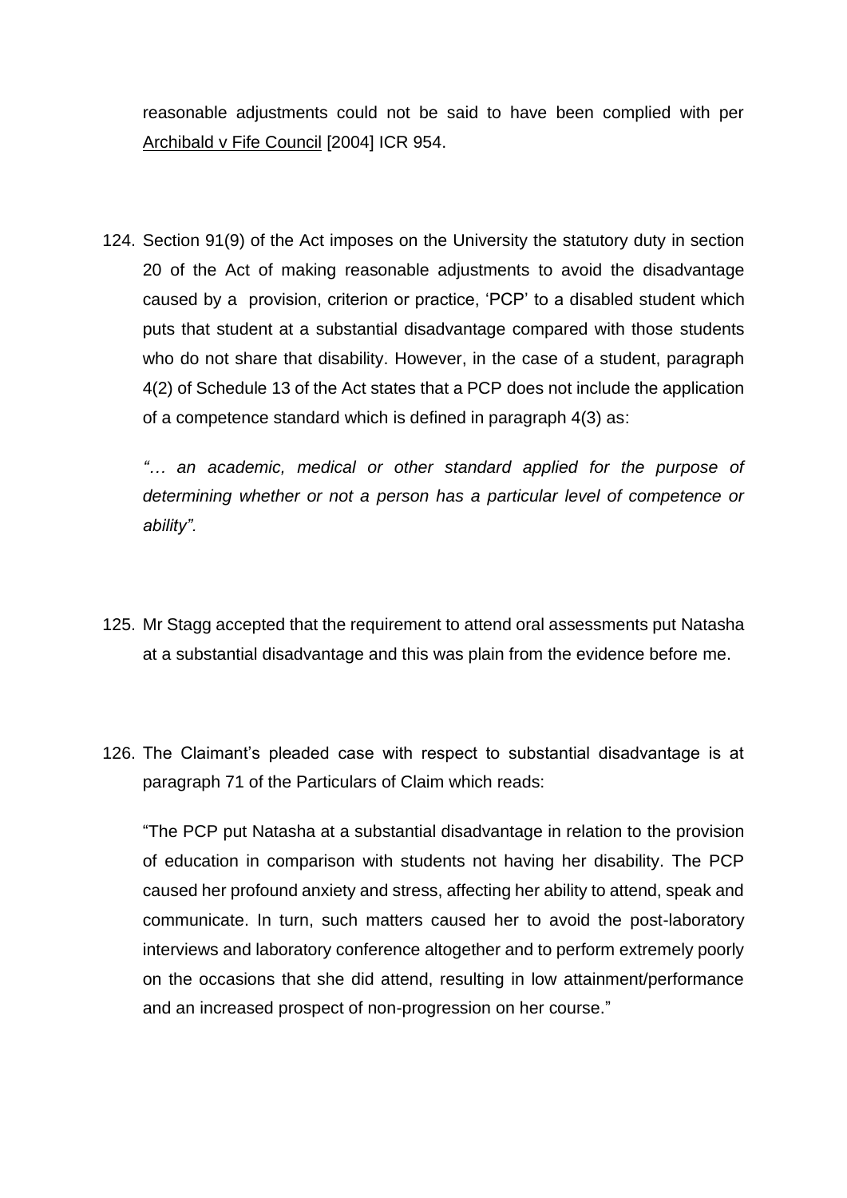reasonable adjustments could not be said to have been complied with per <u>Archibald v Fife Council</u> [2004] ICR 954.

124. Section 91(9) of the Act imposes on the University the statutory duty in section 20 of the Act of making reasonable adjustments to avoid the disadvantage caused by a provision, criterion or practice, 'PCP' to a disabled student which puts that student at a substantial disadvantage compared with those students who do not share that disability. However, in the case of a student, paragraph 4(2) of Schedule 13 of the Act states that a PCP does not include the application of a competence standard which is defined in paragraph 4(3) as:

    *"… an academic, medical or other standard applied for the purpose of determining whether or not a person has a particular level of competence or ability".*

125. Mr Stagg accepted that the requirement to attend oral assessments put Natasha at a substantial disadvantage and this was plain from the evidence before me.

126. The Claimant's pleaded case with respect to substantial disadvantage is at paragraph 71 of the Particulars of Claim which reads:

    "The PCP put Natasha at a substantial disadvantage in relation to the provision of education in comparison with students not having her disability. The PCP caused her profound anxiety and stress, affecting her ability to attend, speak and communicate. In turn, such matters caused her to avoid the post-laboratory interviews and laboratory conference altogether and to perform extremely poorly on the occasions that she did attend, resulting in low attainment/performance and an increased prospect of non-progression on her course."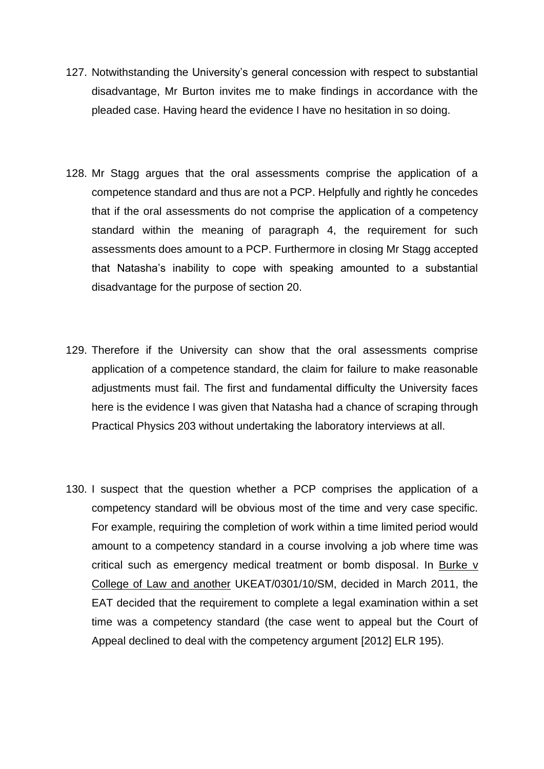127. Notwithstanding the University's general concession with respect to substantial disadvantage, Mr Burton invites me to make findings in accordance with the pleaded case. Having heard the evidence I have no hesitation in so doing.

128. Mr Stagg argues that the oral assessments comprise the application of a competence standard and thus are not a PCP. Helpfully and rightly he concedes that if the oral assessments do not comprise the application of a competency standard within the meaning of paragraph 4, the requirement for such assessments does amount to a PCP. Furthermore in closing Mr Stagg accepted that Natasha's inability to cope with speaking amounted to a substantial disadvantage for the purpose of section 20.

129. Therefore if the University can show that the oral assessments comprise application of a competence standard, the claim for failure to make reasonable adjustments must fail. The first and fundamental difficulty the University faces here is the evidence I was given that Natasha had a chance of scraping through Practical Physics 203 without undertaking the laboratory interviews at all.

130. I suspect that the question whether a PCP comprises the application of a competency standard will be obvious most of the time and very case specific. For example, requiring the completion of work within a time limited period would amount to a competency standard in a course involving a job where time was critical such as emergency medical treatment or bomb disposal. In <u>Burke v College of Law and another</u> UKEAT/0301/10/SM, decided in March 2011, the EAT decided that the requirement to complete a legal examination within a set time was a competency standard (the case went to appeal but the Court of Appeal declined to deal with the competency argument [2012] ELR 195).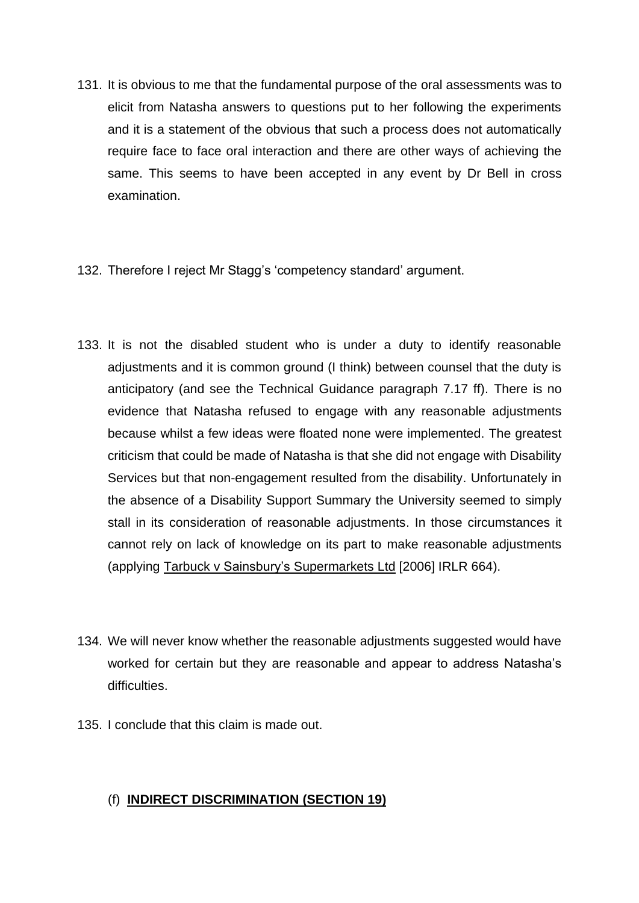131. It is obvious to me that the fundamental purpose of the oral assessments was to elicit from Natasha answers to questions put to her following the experiments and it is a statement of the obvious that such a process does not automatically require face to face oral interaction and there are other ways of achieving the same. This seems to have been accepted in any event by Dr Bell in cross examination.

132. Therefore I reject Mr Stagg's 'competency standard' argument.

133. It is not the disabled student who is under a duty to identify reasonable adjustments and it is common ground (I think) between counsel that the duty is anticipatory (and see the Technical Guidance paragraph 7.17 ff). There is no evidence that Natasha refused to engage with any reasonable adjustments because whilst a few ideas were floated none were implemented. The greatest criticism that could be made of Natasha is that she did not engage with Disability Services but that non-engagement resulted from the disability. Unfortunately in the absence of a Disability Support Summary the University seemed to simply stall in its consideration of reasonable adjustments. In those circumstances it cannot rely on lack of knowledge on its part to make reasonable adjustments (applying Tarbuck v Sainsbury's Supermarkets Ltd [2006] IRLR 664).

134. We will never know whether the reasonable adjustments suggested would have worked for certain but they are reasonable and appear to address Natasha's difficulties.

135. I conclude that this claim is made out.

### (f) **INDIRECT DISCRIMINATION (SECTION 19)**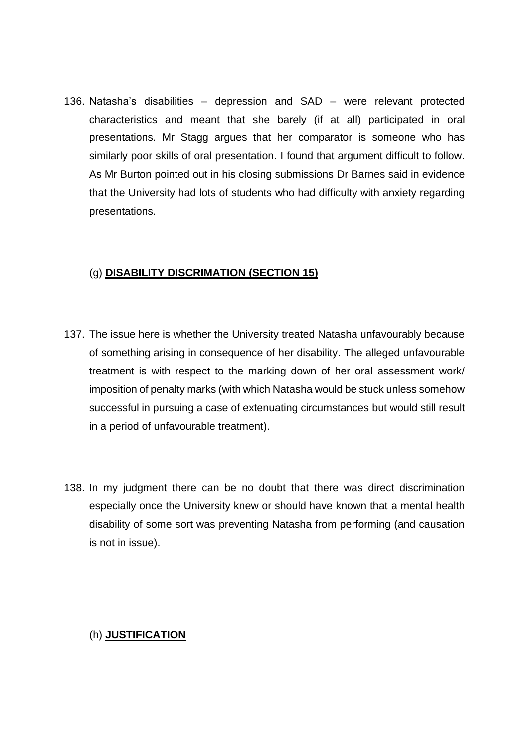136. Natasha's disabilities – depression and SAD – were relevant protected characteristics and meant that she barely (if at all) participated in oral presentations. Mr Stagg argues that her comparator is someone who has similarly poor skills of oral presentation. I found that argument difficult to follow. As Mr Burton pointed out in his closing submissions Dr Barnes said in evidence that the University had lots of students who had difficulty with anxiety regarding presentations.

### (g) **DISABILITY DISCRIMATION (SECTION 15)**

137. The issue here is whether the University treated Natasha unfavourably because of something arising in consequence of her disability. The alleged unfavourable treatment is with respect to the marking down of her oral assessment work/ imposition of penalty marks (with which Natasha would be stuck unless somehow successful in pursuing a case of extenuating circumstances but would still result in a period of unfavourable treatment).

138. In my judgment there can be no doubt that there was direct discrimination especially once the University knew or should have known that a mental health disability of some sort was preventing Natasha from performing (and causation is not in issue).

### (h) **JUSTIFICATION**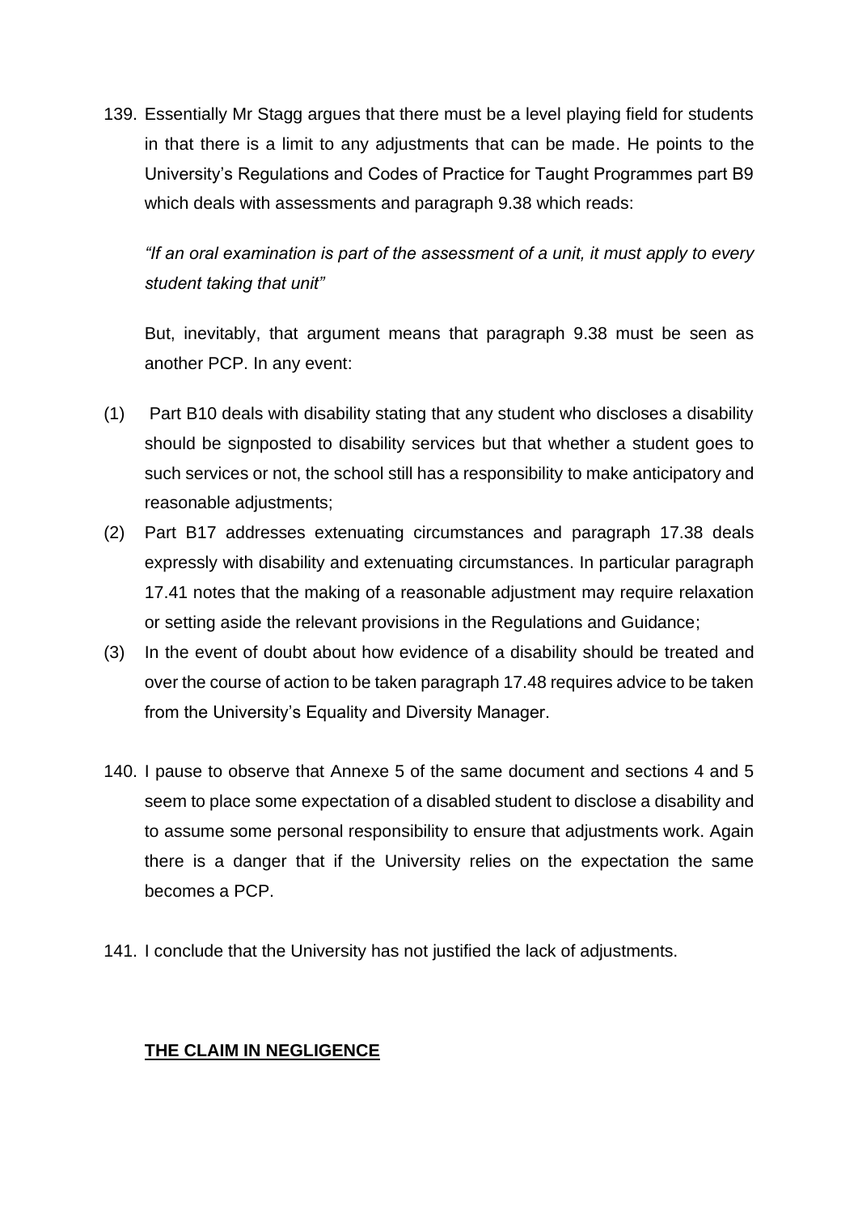139. Essentially Mr Stagg argues that there must be a level playing field for students in that there is a limit to any adjustments that can be made. He points to the University's Regulations and Codes of Practice for Taught Programmes part B9 which deals with assessments and paragraph 9.38 which reads:

*"If an oral examination is part of the assessment of a unit, it must apply to every student taking that unit"*

But, inevitably, that argument means that paragraph 9.38 must be seen as another PCP. In any event:

(1) Part B10 deals with disability stating that any student who discloses a disability should be signposted to disability services but that whether a student goes to such services or not, the school still has a responsibility to make anticipatory and reasonable adjustments;

(2) Part B17 addresses extenuating circumstances and paragraph 17.38 deals expressly with disability and extenuating circumstances. In particular paragraph 17.41 notes that the making of a reasonable adjustment may require relaxation or setting aside the relevant provisions in the Regulations and Guidance;

(3) In the event of doubt about how evidence of a disability should be treated and over the course of action to be taken paragraph 17.48 requires advice to be taken from the University's Equality and Diversity Manager.

140. I pause to observe that Annexe 5 of the same document and sections 4 and 5 seem to place some expectation of a disabled student to disclose a disability and to assume some personal responsibility to ensure that adjustments work. Again there is a danger that if the University relies on the expectation the same becomes a PCP.

141. I conclude that the University has not justified the lack of adjustments.

**THE CLAIM IN NEGLIGENCE**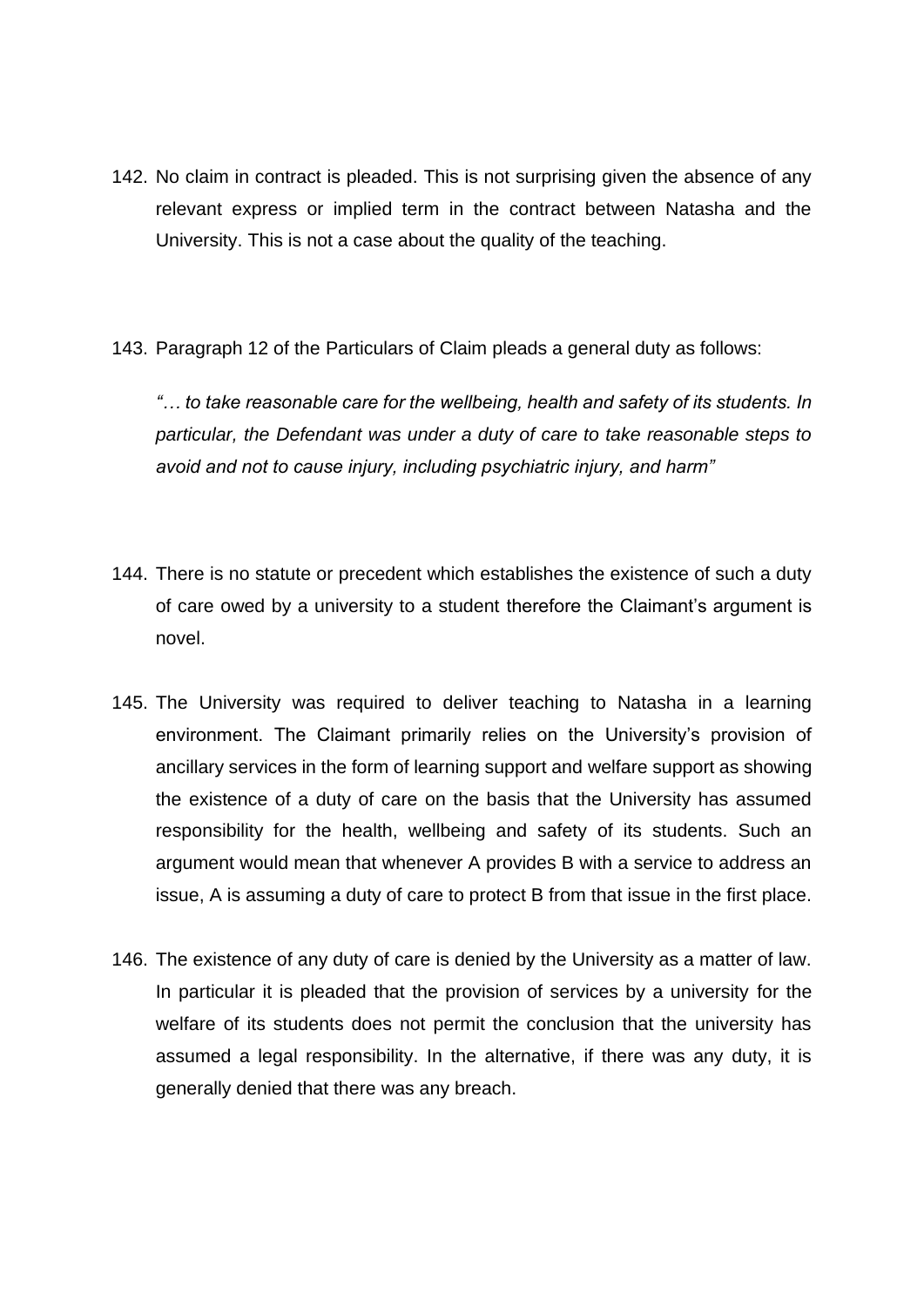142. No claim in contract is pleaded. This is not surprising given the absence of any relevant express or implied term in the contract between Natasha and the University. This is not a case about the quality of the teaching.

143. Paragraph 12 of the Particulars of Claim pleads a general duty as follows:

*"… to take reasonable care for the wellbeing, health and safety of its students. In particular, the Defendant was under a duty of care to take reasonable steps to avoid and not to cause injury, including psychiatric injury, and harm"*

144. There is no statute or precedent which establishes the existence of such a duty of care owed by a university to a student therefore the Claimant's argument is novel.

145. The University was required to deliver teaching to Natasha in a learning environment. The Claimant primarily relies on the University's provision of ancillary services in the form of learning support and welfare support as showing the existence of a duty of care on the basis that the University has assumed responsibility for the health, wellbeing and safety of its students. Such an argument would mean that whenever A provides B with a service to address an issue, A is assuming a duty of care to protect B from that issue in the first place.

146. The existence of any duty of care is denied by the University as a matter of law. In particular it is pleaded that the provision of services by a university for the welfare of its students does not permit the conclusion that the university has assumed a legal responsibility. In the alternative, if there was any duty, it is generally denied that there was any breach.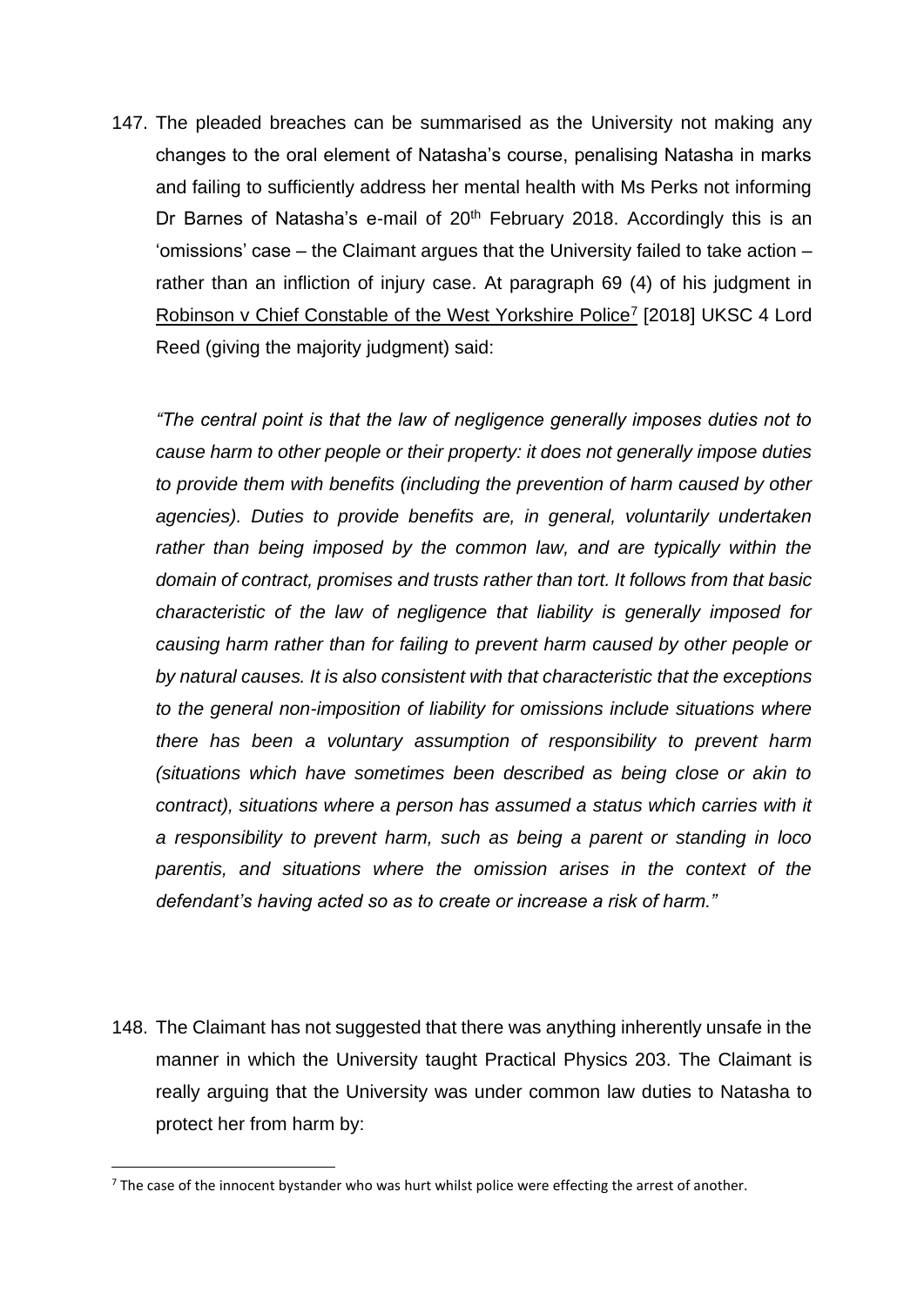147. The pleaded breaches can be summarised as the University not making any changes to the oral element of Natasha's course, penalising Natasha in marks and failing to sufficiently address her mental health with Ms Perks not informing Dr Barnes of Natasha's e-mail of 20th February 2018. Accordingly this is an 'omissions' case – the Claimant argues that the University failed to take action – rather than an infliction of injury case. At paragraph 69 (4) of his judgment in Robinson v Chief Constable of the West Yorkshire Police[7] [2018] UKSC 4 Lord Reed (giving the majority judgment) said:

*"The central point is that the law of negligence generally imposes duties not to cause harm to other people or their property: it does not generally impose duties to provide them with benefits (including the prevention of harm caused by other agencies). Duties to provide benefits are, in general, voluntarily undertaken rather than being imposed by the common law, and are typically within the domain of contract, promises and trusts rather than tort. It follows from that basic characteristic of the law of negligence that liability is generally imposed for causing harm rather than for failing to prevent harm caused by other people or by natural causes. It is also consistent with that characteristic that the exceptions to the general non-imposition of liability for omissions include situations where there has been a voluntary assumption of responsibility to prevent harm (situations which have sometimes been described as being close or akin to contract), situations where a person has assumed a status which carries with it a responsibility to prevent harm, such as being a parent or standing in loco parentis, and situations where the omission arises in the context of the defendant's having acted so as to create or increase a risk of harm."*

148. The Claimant has not suggested that there was anything inherently unsafe in the manner in which the University taught Practical Physics 203. The Claimant is really arguing that the University was under common law duties to Natasha to protect her from harm by:

[7] The case of the innocent bystander who was hurt whilst police were effecting the arrest of another.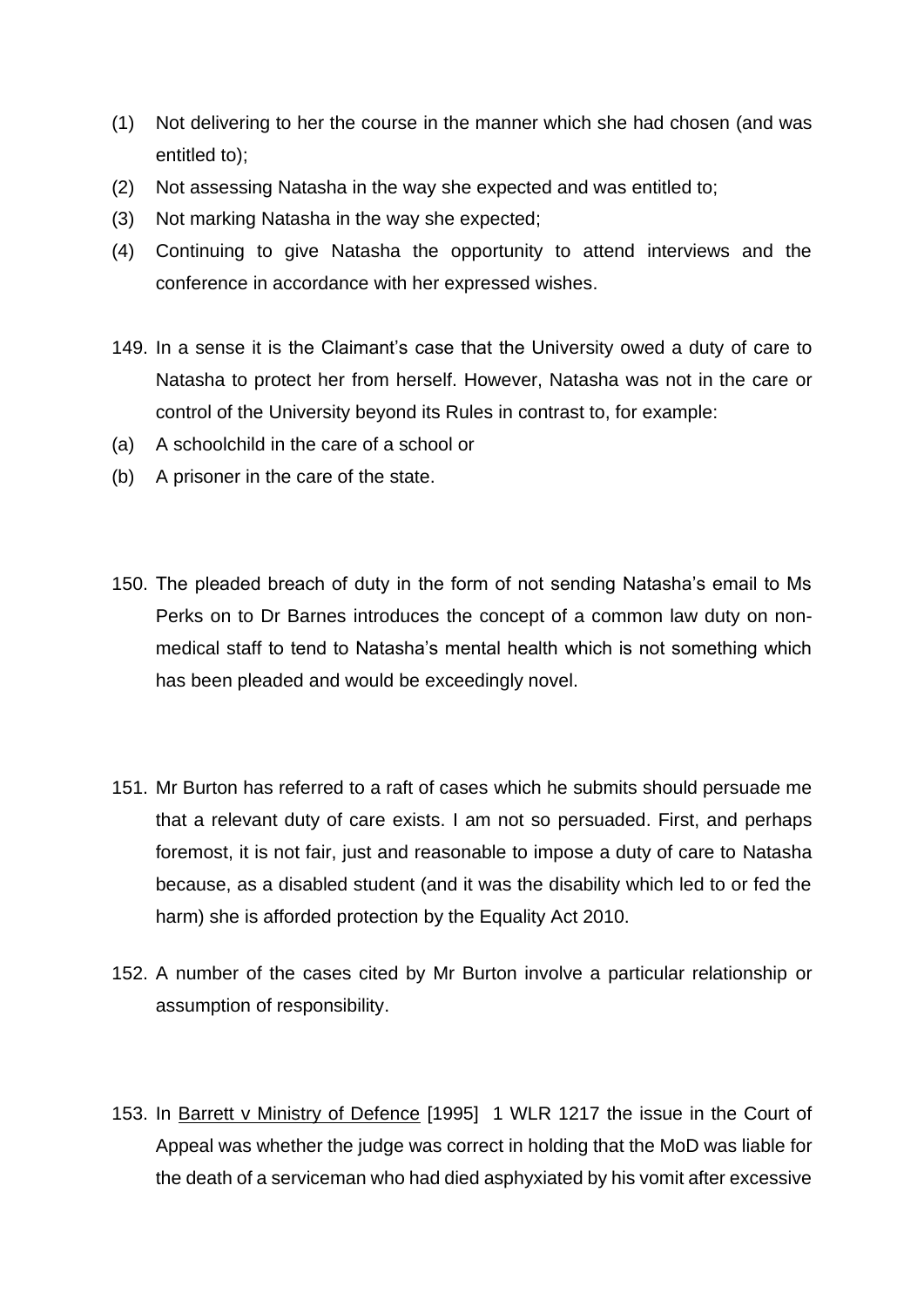(1) Not delivering to her the course in the manner which she had chosen (and was entitled to);

(2) Not assessing Natasha in the way she expected and was entitled to;

(3) Not marking Natasha in the way she expected;

(4) Continuing to give Natasha the opportunity to attend interviews and the conference in accordance with her expressed wishes.

149. In a sense it is the Claimant's case that the University owed a duty of care to Natasha to protect her from herself. However, Natasha was not in the care or control of the University beyond its Rules in contrast to, for example:

(a) A schoolchild in the care of a school or

(b) A prisoner in the care of the state.

150. The pleaded breach of duty in the form of not sending Natasha's email to Ms Perks on to Dr Barnes introduces the concept of a common law duty on non-medical staff to tend to Natasha's mental health which is not something which has been pleaded and would be exceedingly novel.

151. Mr Burton has referred to a raft of cases which he submits should persuade me that a relevant duty of care exists. I am not so persuaded. First, and perhaps foremost, it is not fair, just and reasonable to impose a duty of care to Natasha because, as a disabled student (and it was the disability which led to or fed the harm) she is afforded protection by the Equality Act 2010.

152. A number of the cases cited by Mr Burton involve a particular relationship or assumption of responsibility.

153. In Barrett v Ministry of Defence [1995] 1 WLR 1217 the issue in the Court of Appeal was whether the judge was correct in holding that the MoD was liable for the death of a serviceman who had died asphyxiated by his vomit after excessive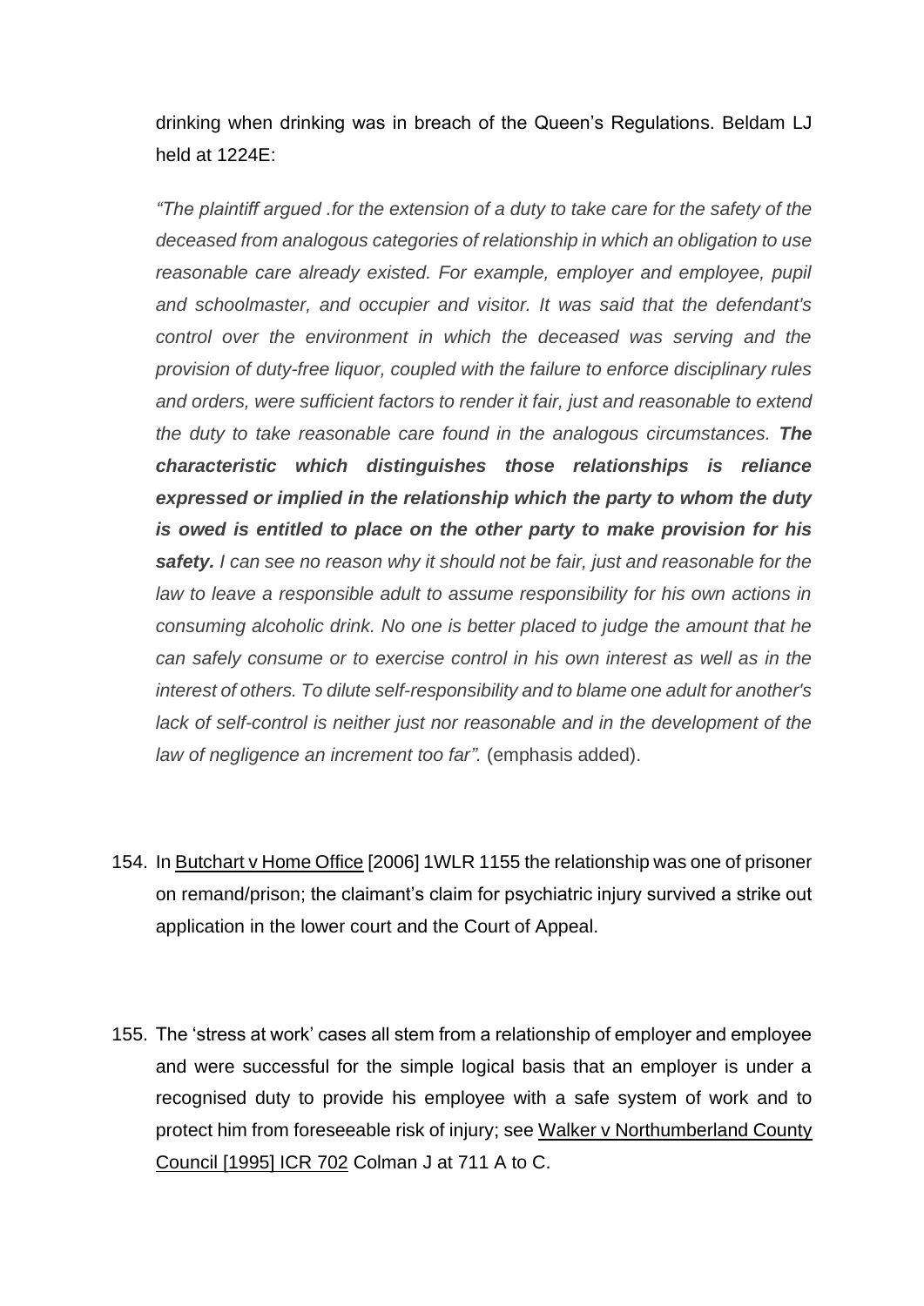drinking when drinking was in breach of the Queen's Regulations. Beldam LJ held at 1224E:

*"The plaintiff argued .for the extension of a duty to take care for the safety of the deceased from analogous categories of relationship in which an obligation to use reasonable care already existed. For example, employer and employee, pupil and schoolmaster, and occupier and visitor. It was said that the defendant's control over the environment in which the deceased was serving and the provision of duty-free liquor, coupled with the failure to enforce disciplinary rules and orders, were sufficient factors to render it fair, just and reasonable to extend the duty to take reasonable care found in the analogous circumstances.* ***The characteristic which distinguishes those relationships is reliance expressed or implied in the relationship which the party to whom the duty is owed is entitled to place on the other party to make provision for his safety.*** *I can see no reason why it should not be fair, just and reasonable for the law to leave a responsible adult to assume responsibility for his own actions in consuming alcoholic drink. No one is better placed to judge the amount that he can safely consume or to exercise control in his own interest as well as in the interest of others. To dilute self-responsibility and to blame one adult for another's lack of self-control is neither just nor reasonable and in the development of the law of negligence an increment too far".* (emphasis added).

154. In Butchart v Home Office [2006] 1WLR 1155 the relationship was one of prisoner on remand/prison; the claimant's claim for psychiatric injury survived a strike out application in the lower court and the Court of Appeal.

155. The 'stress at work' cases all stem from a relationship of employer and employee and were successful for the simple logical basis that an employer is under a recognised duty to provide his employee with a safe system of work and to protect him from foreseeable risk of injury; see Walker v Northumberland County Council [1995] ICR 702 Colman J at 711 A to C.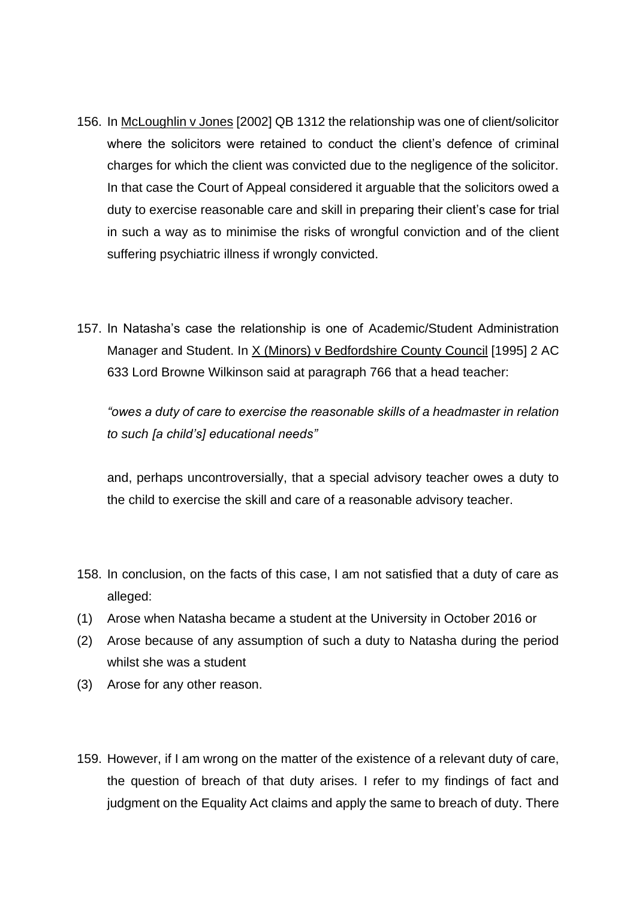156. In McLoughlin v Jones [2002] QB 1312 the relationship was one of client/solicitor where the solicitors were retained to conduct the client's defence of criminal charges for which the client was convicted due to the negligence of the solicitor. In that case the Court of Appeal considered it arguable that the solicitors owed a duty to exercise reasonable care and skill in preparing their client's case for trial in such a way as to minimise the risks of wrongful conviction and of the client suffering psychiatric illness if wrongly convicted.

157. In Natasha's case the relationship is one of Academic/Student Administration Manager and Student. In X (Minors) v Bedfordshire County Council [1995] 2 AC 633 Lord Browne Wilkinson said at paragraph 766 that a head teacher:

    *"owes a duty of care to exercise the reasonable skills of a headmaster in relation to such [a child's] educational needs"*

    and, perhaps uncontroversially, that a special advisory teacher owes a duty to the child to exercise the skill and care of a reasonable advisory teacher.

158. In conclusion, on the facts of this case, I am not satisfied that a duty of care as alleged:

(1) Arose when Natasha became a student at the University in October 2016 or
(2) Arose because of any assumption of such a duty to Natasha during the period whilst she was a student
(3) Arose for any other reason.

159. However, if I am wrong on the matter of the existence of a relevant duty of care, the question of breach of that duty arises. I refer to my findings of fact and judgment on the Equality Act claims and apply the same to breach of duty. There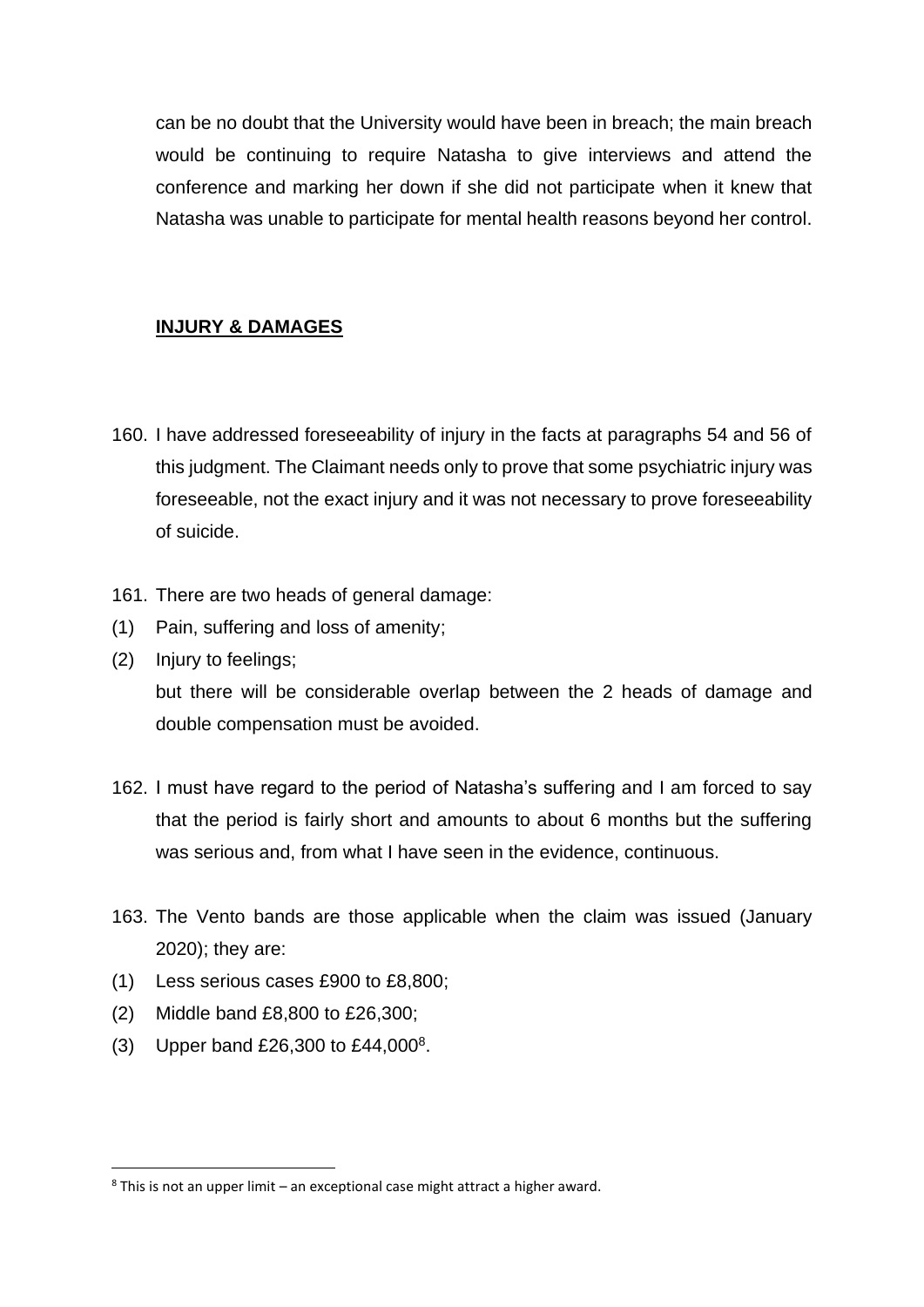can be no doubt that the University would have been in breach; the main breach would be continuing to require Natasha to give interviews and attend the conference and marking her down if she did not participate when it knew that Natasha was unable to participate for mental health reasons beyond her control.

## INJURY & DAMAGES

160. I have addressed foreseeability of injury in the facts at paragraphs 54 and 56 of this judgment. The Claimant needs only to prove that some psychiatric injury was foreseeable, not the exact injury and it was not necessary to prove foreseeability of suicide.

161. There are two heads of general damage:
(1) Pain, suffering and loss of amenity;
(2) Injury to feelings;
but there will be considerable overlap between the 2 heads of damage and double compensation must be avoided.

162. I must have regard to the period of Natasha's suffering and I am forced to say that the period is fairly short and amounts to about 6 months but the suffering was serious and, from what I have seen in the evidence, continuous.

163. The Vento bands are those applicable when the claim was issued (January 2020); they are:
(1) Less serious cases £900 to £8,800;
(2) Middle band £8,800 to £26,300;
(3) Upper band £26,300 to £44,000[8].

[8] This is not an upper limit – an exceptional case might attract a higher award.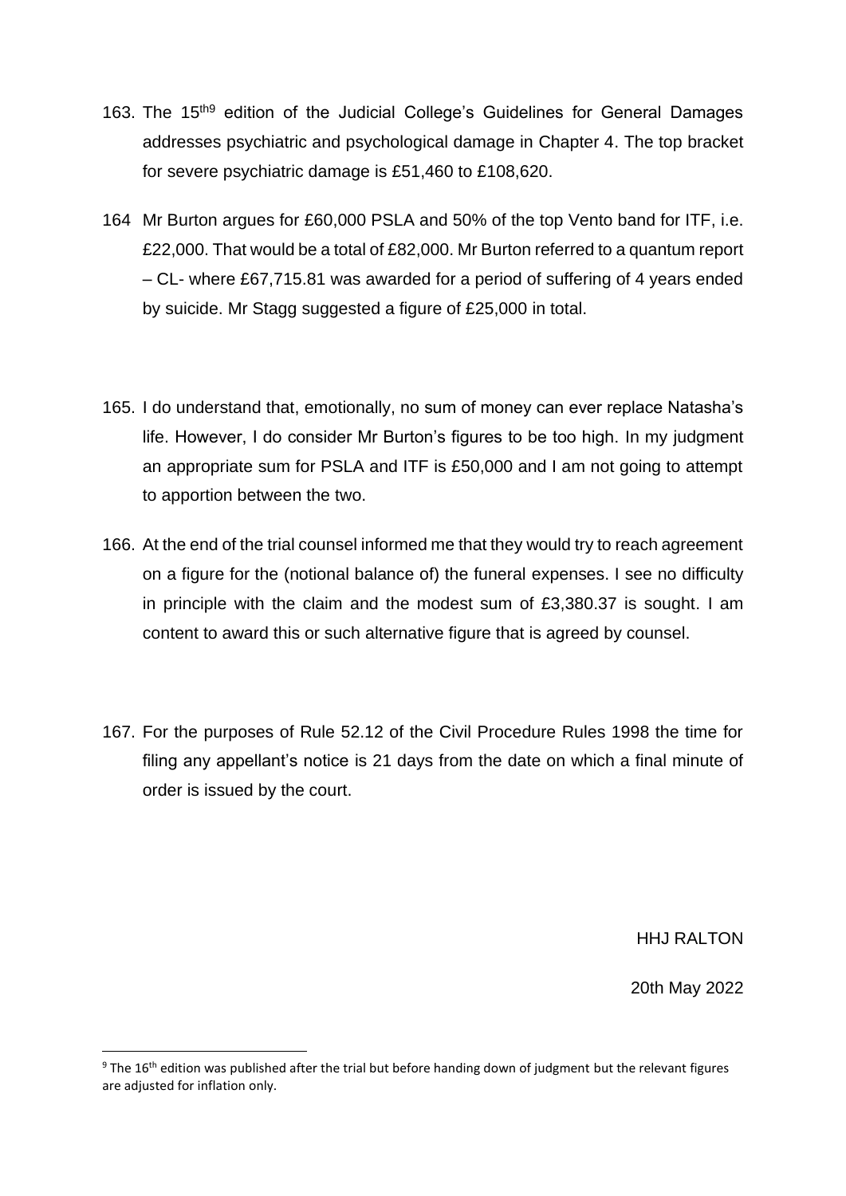163. The 15th[9] edition of the Judicial College's Guidelines for General Damages addresses psychiatric and psychological damage in Chapter 4. The top bracket for severe psychiatric damage is £51,460 to £108,620.

164 Mr Burton argues for £60,000 PSLA and 50% of the top Vento band for ITF, i.e. £22,000. That would be a total of £82,000. Mr Burton referred to a quantum report – CL- where £67,715.81 was awarded for a period of suffering of 4 years ended by suicide. Mr Stagg suggested a figure of £25,000 in total.

165. I do understand that, emotionally, no sum of money can ever replace Natasha's life. However, I do consider Mr Burton's figures to be too high. In my judgment an appropriate sum for PSLA and ITF is £50,000 and I am not going to attempt to apportion between the two.

166. At the end of the trial counsel informed me that they would try to reach agreement on a figure for the (notional balance of) the funeral expenses. I see no difficulty in principle with the claim and the modest sum of £3,380.37 is sought. I am content to award this or such alternative figure that is agreed by counsel.

167. For the purposes of Rule 52.12 of the Civil Procedure Rules 1998 the time for filing any appellant's notice is 21 days from the date on which a final minute of order is issued by the court.

HHJ RALTON

20th May 2022

[9] The 16th edition was published after the trial but before handing down of judgment but the relevant figures are adjusted for inflation only.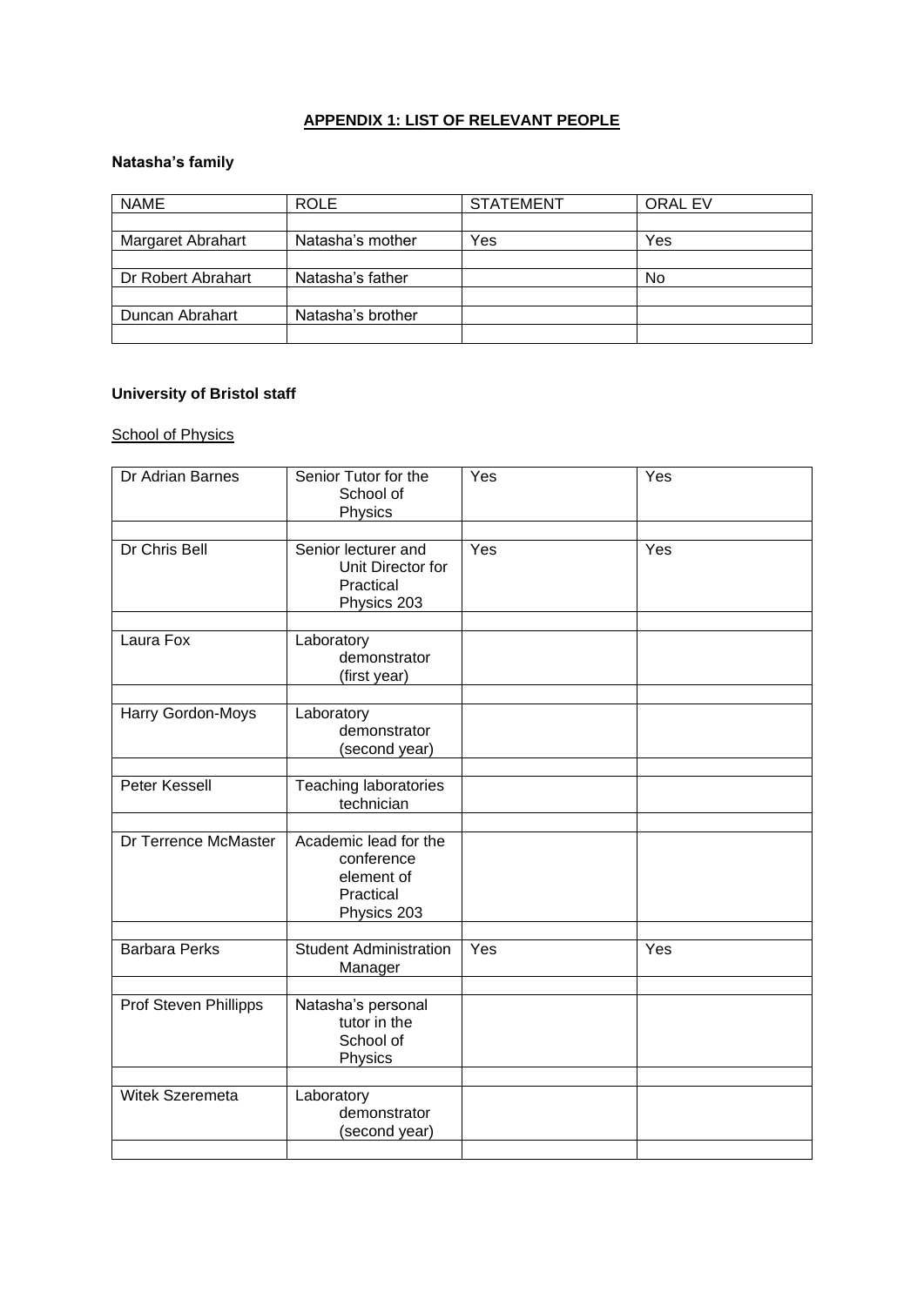## APPENDIX 1: LIST OF RELEVANT PEOPLE

### Natasha's family

| NAME | ROLE | STATEMENT | ORAL EV |
|---|---|---|---|
| Margaret Abrahart | Natasha's mother | Yes | Yes |
| Dr Robert Abrahart | Natasha's father | | No |
| Duncan Abrahart | Natasha's brother | | |

### University of Bristol staff

School of Physics

| NAME | ROLE | STATEMENT | ORAL EV |
|---|---|---|---|
| Dr Adrian Barnes | Senior Tutor for the School of Physics | Yes | Yes |
| Dr Chris Bell | Senior lecturer and Unit Director for Practical Physics 203 | Yes | Yes |
| Laura Fox | Laboratory demonstrator (first year) | | |
| Harry Gordon-Moys | Laboratory demonstrator (second year) | | |
| Peter Kessell | Teaching laboratories technician | | |
| Dr Terrence McMaster | Academic lead for the conference element of Practical Physics 203 | | |
| Barbara Perks | Student Administration Manager | Yes | Yes |
| Prof Steven Phillipps | Natasha's personal tutor in the School of Physics | | |
| Witek Szeremeta | Laboratory demonstrator (second year) | | |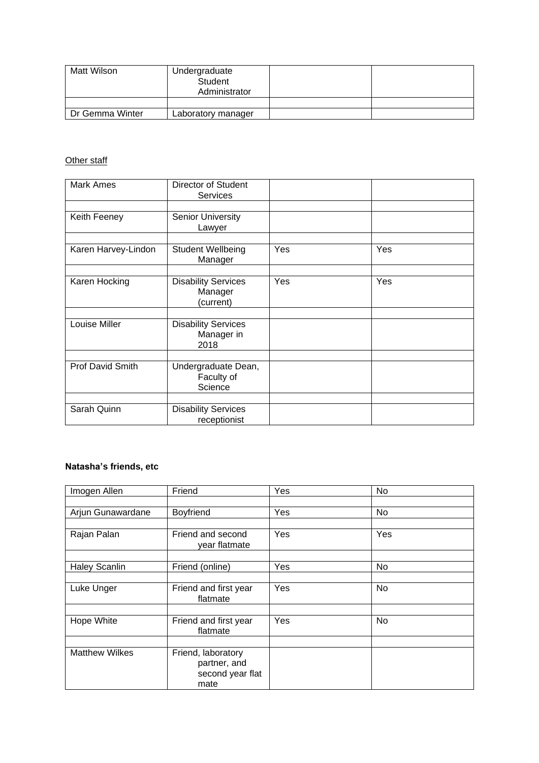| | | | |
|---|---|---|---|
| Matt Wilson | Undergraduate Student Administrator | | |
| | | | |
| Dr Gemma Winter | Laboratory manager | | |

Other staff

| | | | |
|---|---|---|---|
| Mark Ames | Director of Student Services | | |
| | | | |
| Keith Feeney | Senior University Lawyer | | |
| | | | |
| Karen Harvey-Lindon | Student Wellbeing Manager | Yes | Yes |
| | | | |
| Karen Hocking | Disability Services Manager (current) | Yes | Yes |
| | | | |
| Louise Miller | Disability Services Manager in 2018 | | |
| | | | |
| Prof David Smith | Undergraduate Dean, Faculty of Science | | |
| | | | |
| Sarah Quinn | Disability Services receptionist | | |

**Natasha's friends, etc**

| | | | |
|---|---|---|---|
| Imogen Allen | Friend | Yes | No |
| | | | |
| Arjun Gunawardane | Boyfriend | Yes | No |
| | | | |
| Rajan Palan | Friend and second year flatmate | Yes | Yes |
| | | | |
| Haley Scanlin | Friend (online) | Yes | No |
| | | | |
| Luke Unger | Friend and first year flatmate | Yes | No |
| | | | |
| Hope White | Friend and first year flatmate | Yes | No |
| | | | |
| Matthew Wilkes | Friend, laboratory partner, and second year flat mate | | |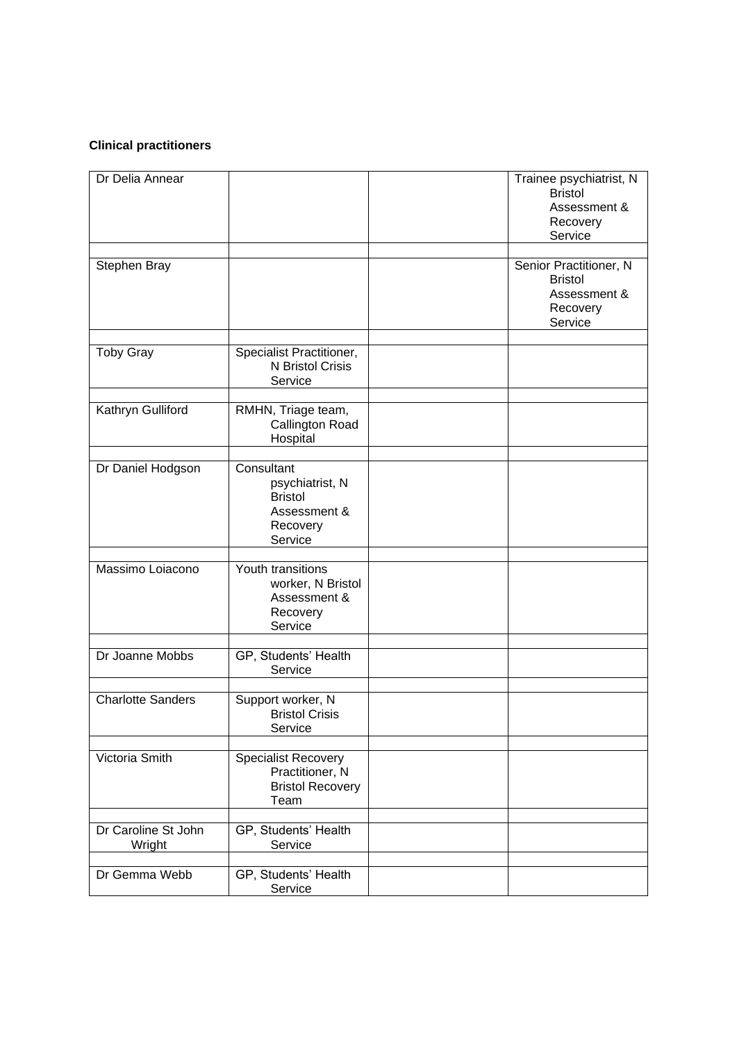**Clinical practitioners**

| | | | |
|---|---|---|---|
| Dr Delia Annear | | | Trainee psychiatrist, N Bristol Assessment & Recovery Service |
| | | | |
| Stephen Bray | | | Senior Practitioner, N Bristol Assessment & Recovery Service |
| | | | |
| Toby Gray | Specialist Practitioner, N Bristol Crisis Service | | |
| | | | |
| Kathryn Gulliford | RMHN, Triage team, Callington Road Hospital | | |
| | | | |
| Dr Daniel Hodgson | Consultant psychiatrist, N Bristol Assessment & Recovery Service | | |
| | | | |
| Massimo Loiacono | Youth transitions worker, N Bristol Assessment & Recovery Service | | |
| | | | |
| Dr Joanne Mobbs | GP, Students' Health Service | | |
| | | | |
| Charlotte Sanders | Support worker, N Bristol Crisis Service | | |
| | | | |
| Victoria Smith | Specialist Recovery Practitioner, N Bristol Recovery Team | | |
| | | | |
| Dr Caroline St John Wright | GP, Students' Health Service | | |
| | | | |
| Dr Gemma Webb | GP, Students' Health Service | | |